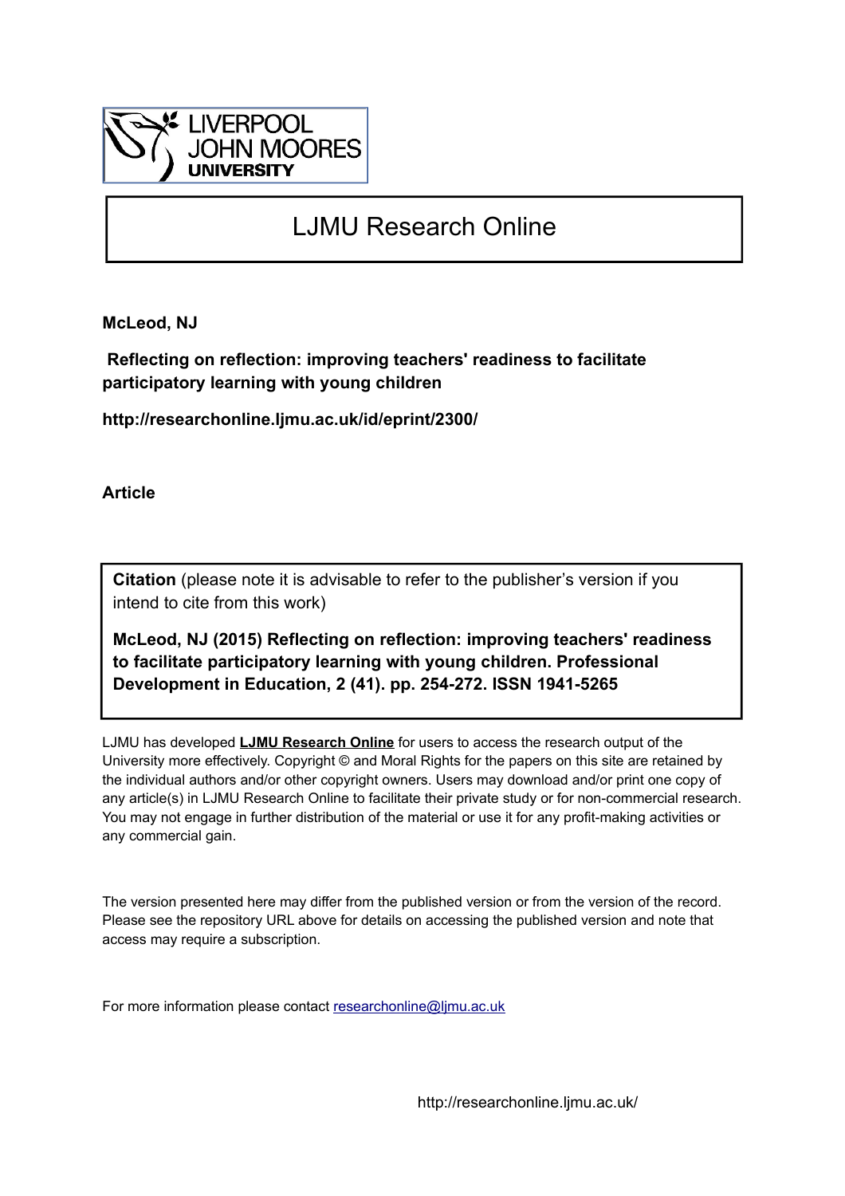LIVERPOOL JOHN MOORES UNIVERSITY

# LJMU Research Online

**McLeod, NJ**

**Reflecting on reflection: improving teachers' readiness to facilitate participatory learning with young children**

**http://researchonline.ljmu.ac.uk/id/eprint/2300/**

**Article**

**Citation** (please note it is advisable to refer to the publisher's version if you intend to cite from this work)

**McLeod, NJ (2015) Reflecting on reflection: improving teachers' readiness to facilitate participatory learning with young children. Professional Development in Education, 2 (41). pp. 254-272. ISSN 1941-5265**

LJMU has developed **LJMU Research Online** for users to access the research output of the University more effectively. Copyright © and Moral Rights for the papers on this site are retained by the individual authors and/or other copyright owners. Users may download and/or print one copy of any article(s) in LJMU Research Online to facilitate their private study or for non-commercial research. You may not engage in further distribution of the material or use it for any profit-making activities or any commercial gain.

The version presented here may differ from the published version or from the version of the record. Please see the repository URL above for details on accessing the published version and note that access may require a subscription.

For more information please contact researchonline@ljmu.ac.uk

http://researchonline.ljmu.ac.uk/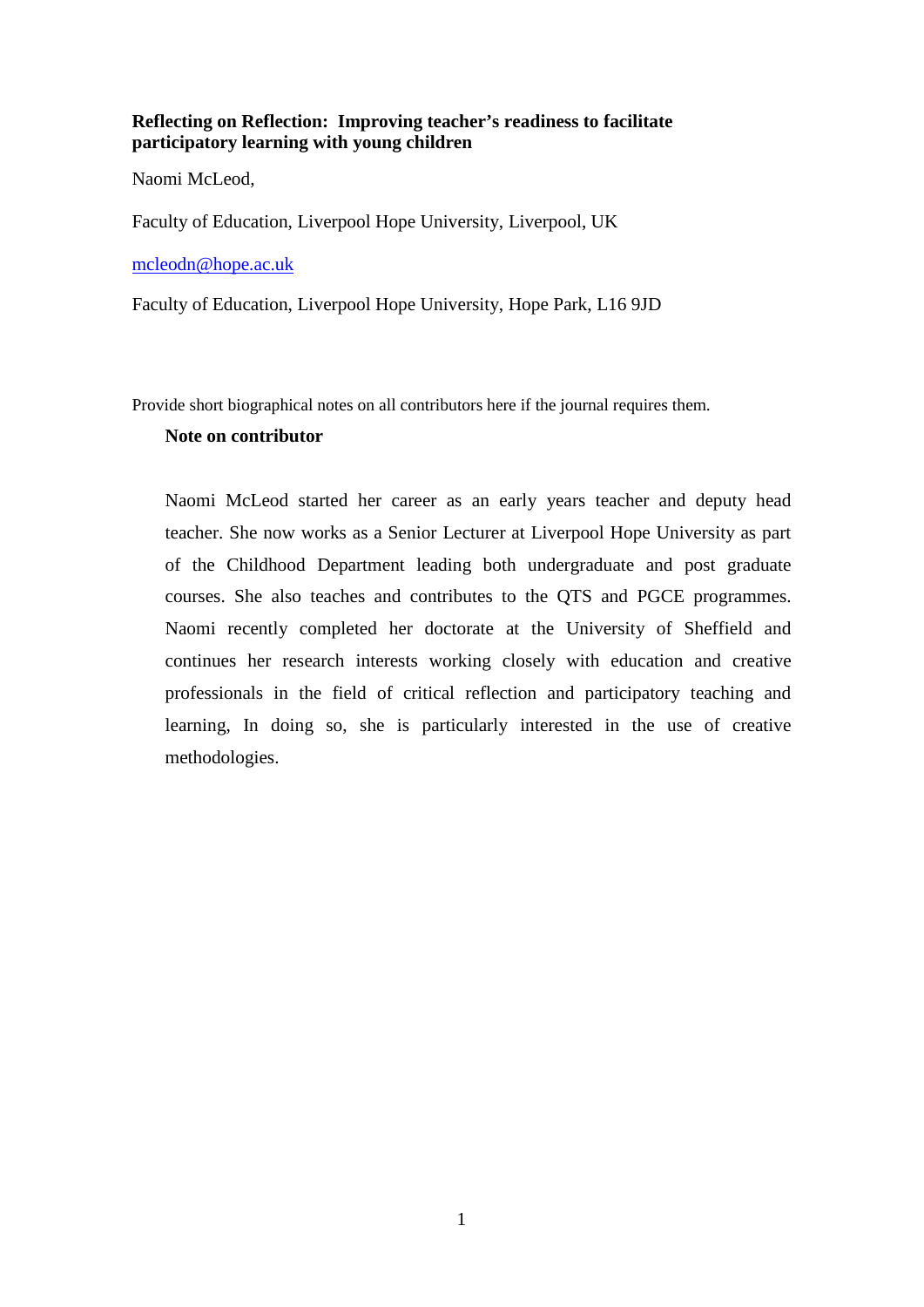**Reflecting on Reflection: Improving teacher's readiness to facilitate participatory learning with young children**

Naomi McLeod,

Faculty of Education, Liverpool Hope University, Liverpool, UK

mcleodn@hope.ac.uk

Faculty of Education, Liverpool Hope University, Hope Park, L16 9JD

Provide short biographical notes on all contributors here if the journal requires them.

**Note on contributor**

Naomi McLeod started her career as an early years teacher and deputy head teacher. She now works as a Senior Lecturer at Liverpool Hope University as part of the Childhood Department leading both undergraduate and post graduate courses. She also teaches and contributes to the QTS and PGCE programmes. Naomi recently completed her doctorate at the University of Sheffield and continues her research interests working closely with education and creative professionals in the field of critical reflection and participatory teaching and learning, In doing so, she is particularly interested in the use of creative methodologies.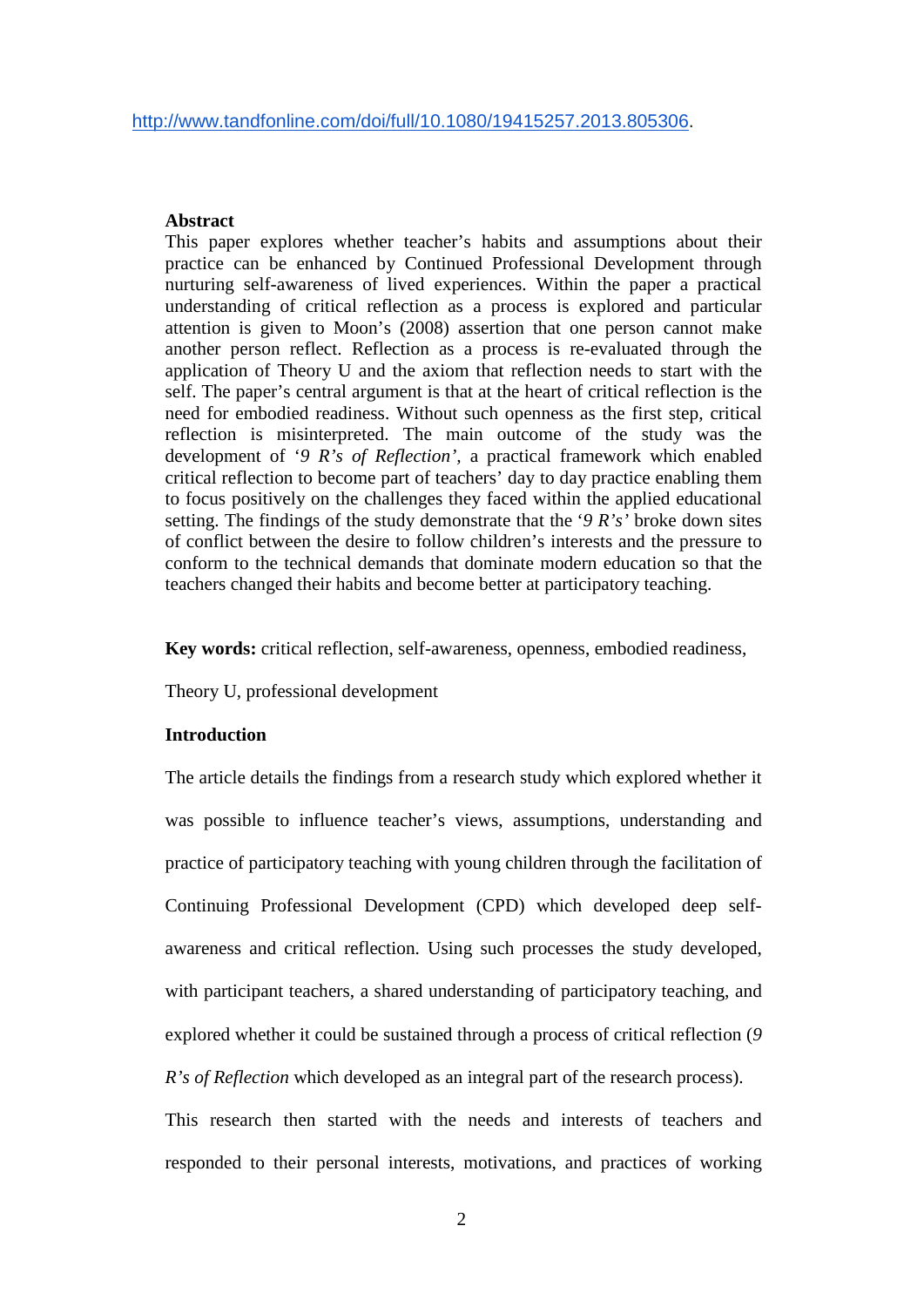http://www.tandfonline.com/doi/full/10.1080/19415257.2013.805306.

**Abstract**

This paper explores whether teacher's habits and assumptions about their practice can be enhanced by Continued Professional Development through nurturing self-awareness of lived experiences. Within the paper a practical understanding of critical reflection as a process is explored and particular attention is given to Moon's (2008) assertion that one person cannot make another person reflect. Reflection as a process is re-evaluated through the application of Theory U and the axiom that reflection needs to start with the self. The paper's central argument is that at the heart of critical reflection is the need for embodied readiness. Without such openness as the first step, critical reflection is misinterpreted. The main outcome of the study was the development of '*9 R's of Reflection*', a practical framework which enabled critical reflection to become part of teachers' day to day practice enabling them to focus positively on the challenges they faced within the applied educational setting. The findings of the study demonstrate that the '*9 R's*' broke down sites of conflict between the desire to follow children's interests and the pressure to conform to the technical demands that dominate modern education so that the teachers changed their habits and become better at participatory teaching.

**Key words:** critical reflection, self-awareness, openness, embodied readiness, Theory U, professional development

**Introduction**

The article details the findings from a research study which explored whether it was possible to influence teacher's views, assumptions, understanding and practice of participatory teaching with young children through the facilitation of Continuing Professional Development (CPD) which developed deep self-awareness and critical reflection. Using such processes the study developed, with participant teachers, a shared understanding of participatory teaching, and explored whether it could be sustained through a process of critical reflection (*9 R's of Reflection* which developed as an integral part of the research process).

This research then started with the needs and interests of teachers and responded to their personal interests, motivations, and practices of working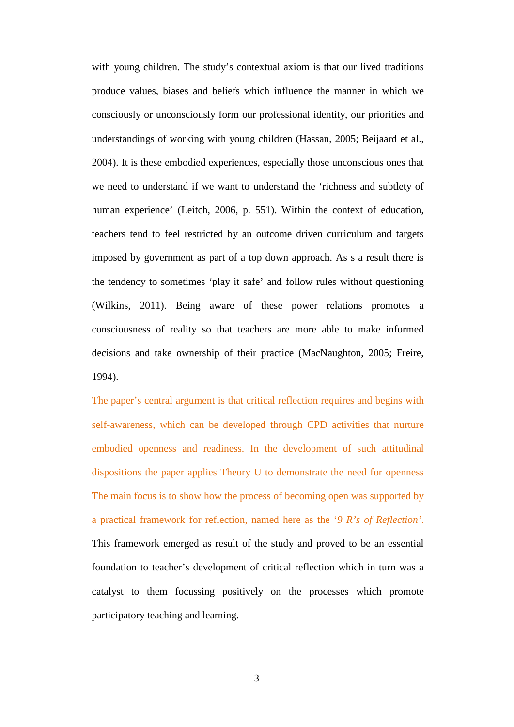with young children. The study's contextual axiom is that our lived traditions produce values, biases and beliefs which influence the manner in which we consciously or unconsciously form our professional identity, our priorities and understandings of working with young children (Hassan, 2005; Beijaard et al., 2004). It is these embodied experiences, especially those unconscious ones that we need to understand if we want to understand the 'richness and subtlety of human experience' (Leitch, 2006, p. 551). Within the context of education, teachers tend to feel restricted by an outcome driven curriculum and targets imposed by government as part of a top down approach. As s a result there is the tendency to sometimes 'play it safe' and follow rules without questioning (Wilkins, 2011). Being aware of these power relations promotes a consciousness of reality so that teachers are more able to make informed decisions and take ownership of their practice (MacNaughton, 2005; Freire, 1994).

The paper's central argument is that critical reflection requires and begins with self-awareness, which can be developed through CPD activities that nurture embodied openness and readiness. In the development of such attitudinal dispositions the paper applies Theory U to demonstrate the need for openness The main focus is to show how the process of becoming open was supported by a practical framework for reflection, named here as the '*9 R's of Reflection*'. This framework emerged as result of the study and proved to be an essential foundation to teacher's development of critical reflection which in turn was a catalyst to them focussing positively on the processes which promote participatory teaching and learning.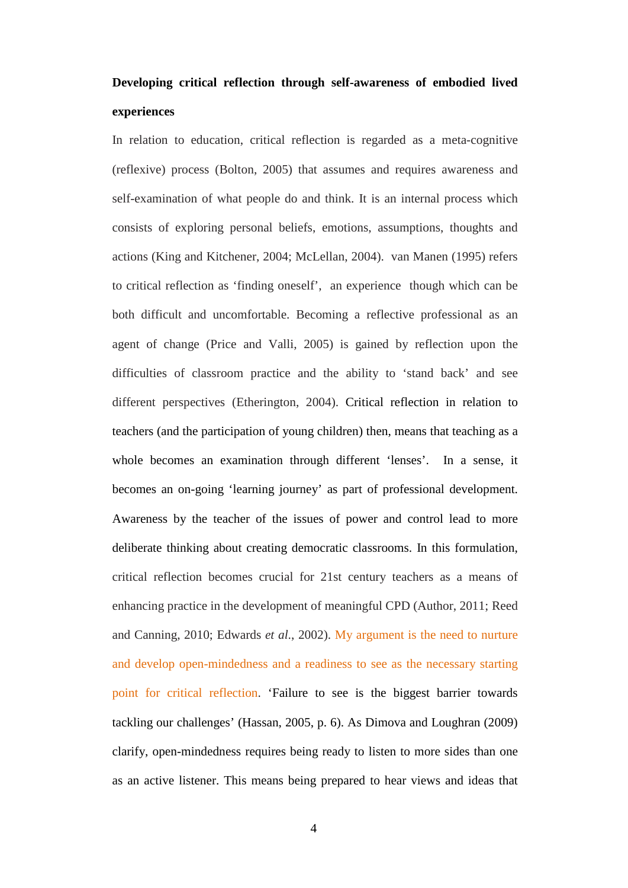**Developing critical reflection through self-awareness of embodied lived experiences**

In relation to education, critical reflection is regarded as a meta-cognitive (reflexive) process (Bolton, 2005) that assumes and requires awareness and self-examination of what people do and think. It is an internal process which consists of exploring personal beliefs, emotions, assumptions, thoughts and actions (King and Kitchener, 2004; McLellan, 2004). van Manen (1995) refers to critical reflection as 'finding oneself', an experience though which can be both difficult and uncomfortable. Becoming a reflective professional as an agent of change (Price and Valli, 2005) is gained by reflection upon the difficulties of classroom practice and the ability to 'stand back' and see different perspectives (Etherington, 2004). Critical reflection in relation to teachers (and the participation of young children) then, means that teaching as a whole becomes an examination through different 'lenses'. In a sense, it becomes an on-going 'learning journey' as part of professional development. Awareness by the teacher of the issues of power and control lead to more deliberate thinking about creating democratic classrooms. In this formulation, critical reflection becomes crucial for 21st century teachers as a means of enhancing practice in the development of meaningful CPD (Author, 2011; Reed and Canning, 2010; Edwards *et al*., 2002). My argument is the need to nurture and develop open-mindedness and a readiness to see as the necessary starting point for critical reflection. 'Failure to see is the biggest barrier towards tackling our challenges' (Hassan, 2005, p. 6). As Dimova and Loughran (2009) clarify, open-mindedness requires being ready to listen to more sides than one as an active listener. This means being prepared to hear views and ideas that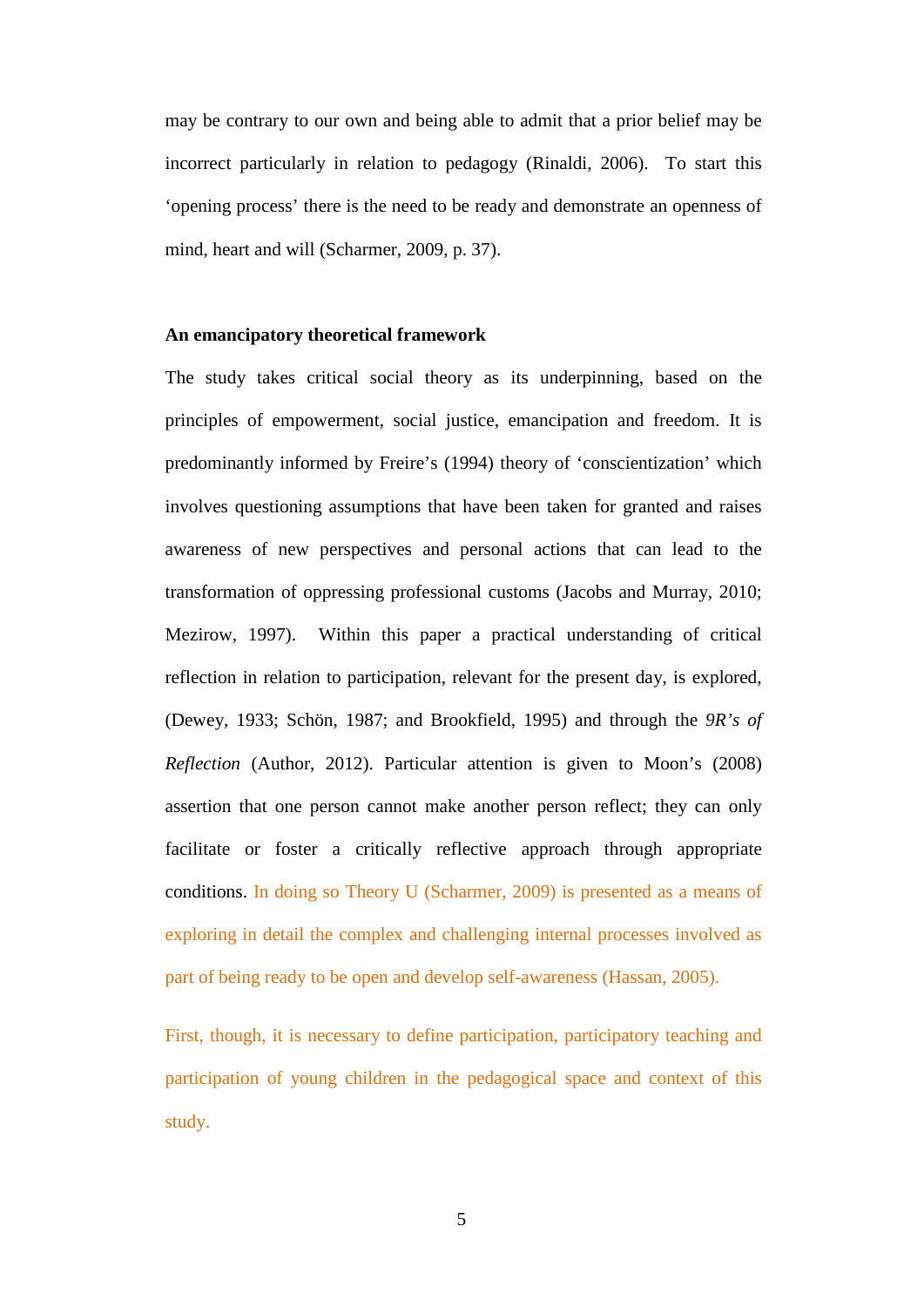may be contrary to our own and being able to admit that a prior belief may be incorrect particularly in relation to pedagogy (Rinaldi, 2006). To start this 'opening process' there is the need to be ready and demonstrate an openness of mind, heart and will (Scharmer, 2009, p. 37).

**An emancipatory theoretical framework**

The study takes critical social theory as its underpinning, based on the principles of empowerment, social justice, emancipation and freedom. It is predominantly informed by Freire's (1994) theory of 'conscientization' which involves questioning assumptions that have been taken for granted and raises awareness of new perspectives and personal actions that can lead to the transformation of oppressing professional customs (Jacobs and Murray, 2010; Mezirow, 1997). Within this paper a practical understanding of critical reflection in relation to participation, relevant for the present day, is explored, (Dewey, 1933; Schön, 1987; and Brookfield, 1995) and through the *9R's of Reflection* (Author, 2012). Particular attention is given to Moon's (2008) assertion that one person cannot make another person reflect; they can only facilitate or foster a critically reflective approach through appropriate conditions. In doing so Theory U (Scharmer, 2009) is presented as a means of exploring in detail the complex and challenging internal processes involved as part of being ready to be open and develop self-awareness (Hassan, 2005).

First, though, it is necessary to define participation, participatory teaching and participation of young children in the pedagogical space and context of this study.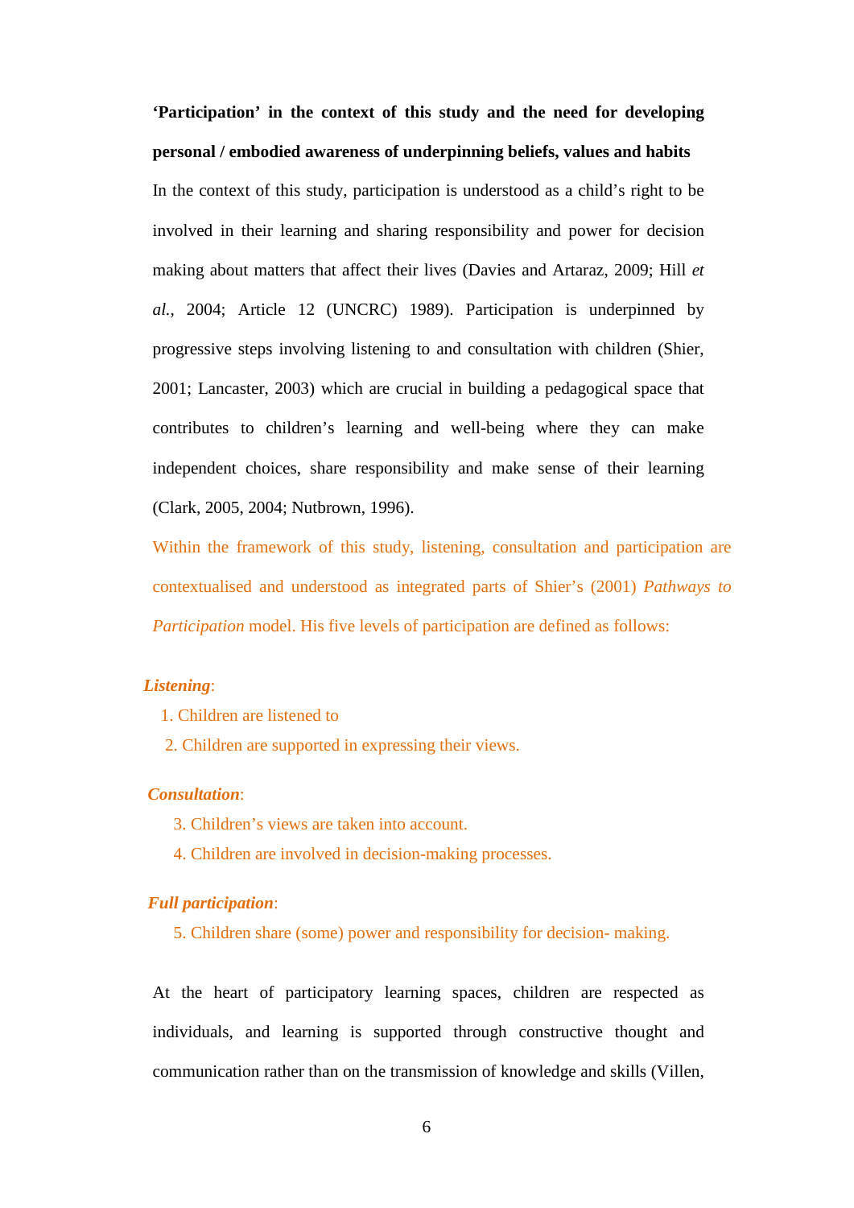**'Participation' in the context of this study and the need for developing personal / embodied awareness of underpinning beliefs, values and habits**

In the context of this study, participation is understood as a child's right to be involved in their learning and sharing responsibility and power for decision making about matters that affect their lives (Davies and Artaraz, 2009; Hill *et al.*, 2004; Article 12 (UNCRC) 1989). Participation is underpinned by progressive steps involving listening to and consultation with children (Shier, 2001; Lancaster, 2003) which are crucial in building a pedagogical space that contributes to children's learning and well-being where they can make independent choices, share responsibility and make sense of their learning (Clark, 2005, 2004; Nutbrown, 1996).

Within the framework of this study, listening, consultation and participation are contextualised and understood as integrated parts of Shier's (2001) *Pathways to Participation* model. His five levels of participation are defined as follows:

***Listening***:

1. Children are listened to
2. Children are supported in expressing their views.

***Consultation***:

3. Children's views are taken into account.
4. Children are involved in decision-making processes.

***Full participation***:

5. Children share (some) power and responsibility for decision- making.

At the heart of participatory learning spaces, children are respected as individuals, and learning is supported through constructive thought and communication rather than on the transmission of knowledge and skills (Villen,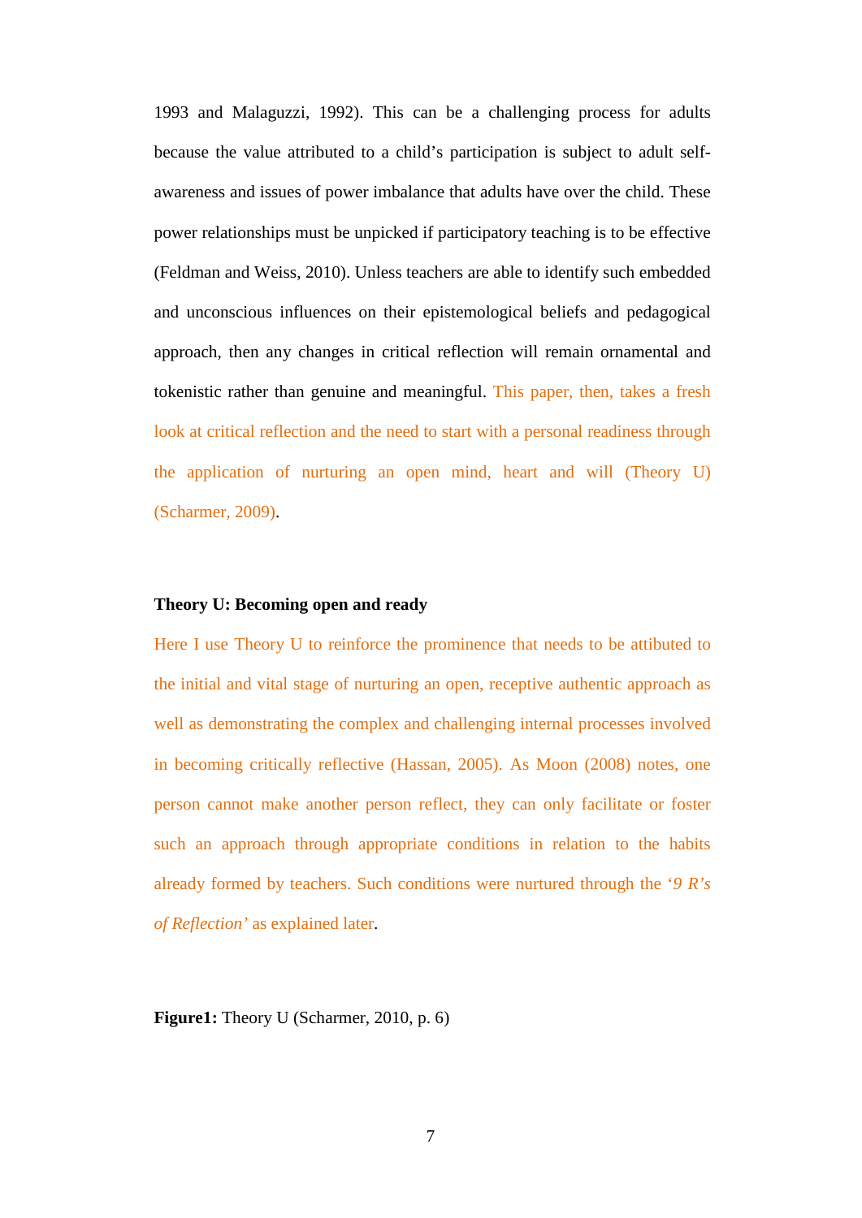1993 and Malaguzzi, 1992). This can be a challenging process for adults because the value attributed to a child's participation is subject to adult self-awareness and issues of power imbalance that adults have over the child. These power relationships must be unpicked if participatory teaching is to be effective (Feldman and Weiss, 2010). Unless teachers are able to identify such embedded and unconscious influences on their epistemological beliefs and pedagogical approach, then any changes in critical reflection will remain ornamental and tokenistic rather than genuine and meaningful. This paper, then, takes a fresh look at critical reflection and the need to start with a personal readiness through the application of nurturing an open mind, heart and will (Theory U) (Scharmer, 2009).

**Theory U: Becoming open and ready**

Here I use Theory U to reinforce the prominence that needs to be attibuted to the initial and vital stage of nurturing an open, receptive authentic approach as well as demonstrating the complex and challenging internal processes involved in becoming critically reflective (Hassan, 2005). As Moon (2008) notes, one person cannot make another person reflect, they can only facilitate or foster such an approach through appropriate conditions in relation to the habits already formed by teachers. Such conditions were nurtured through the '*9 R's of Reflection*' as explained later.

**Figure1:** Theory U (Scharmer, 2010, p. 6)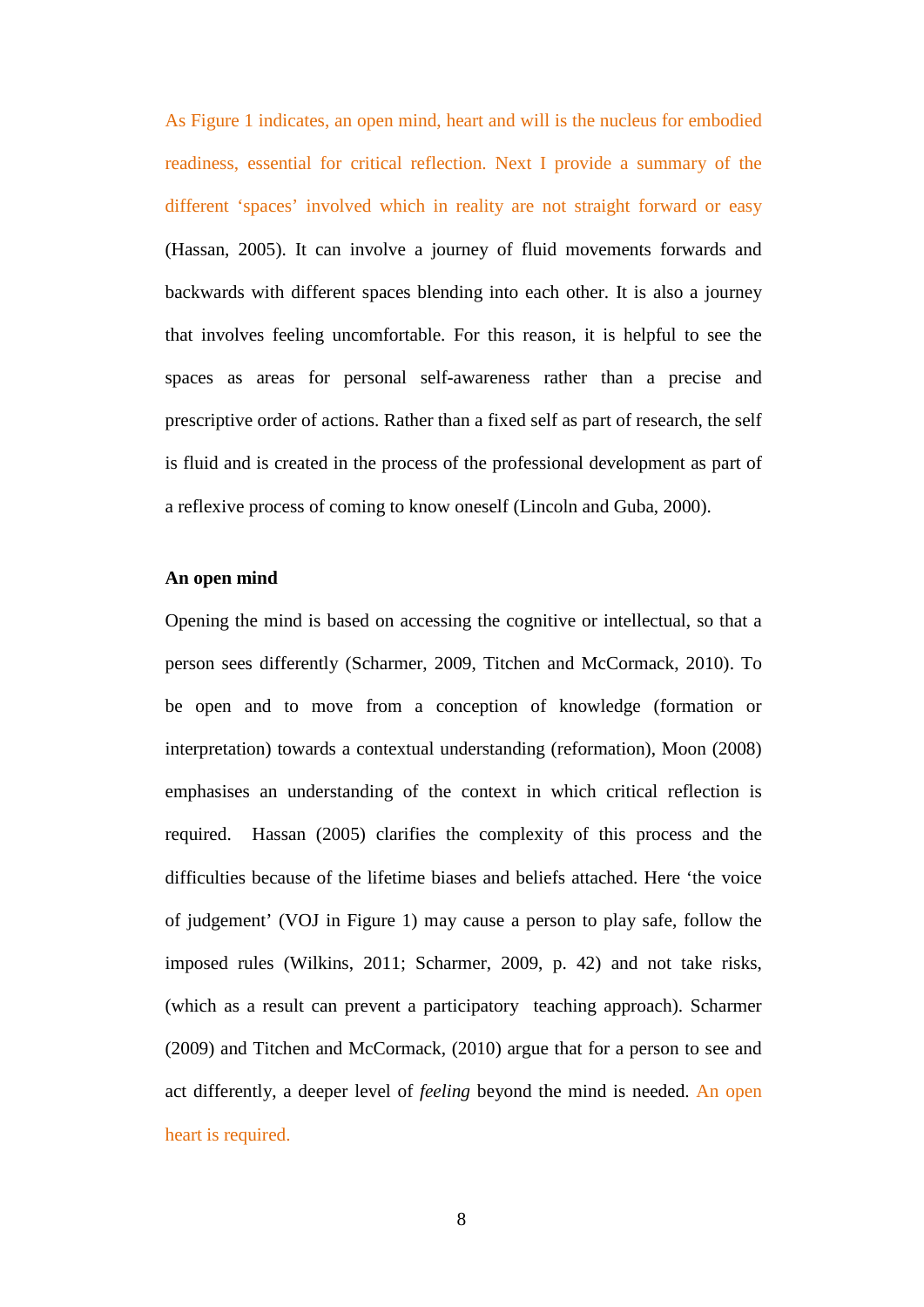As Figure 1 indicates, an open mind, heart and will is the nucleus for embodied readiness, essential for critical reflection. Next I provide a summary of the different 'spaces' involved which in reality are not straight forward or easy (Hassan, 2005). It can involve a journey of fluid movements forwards and backwards with different spaces blending into each other. It is also a journey that involves feeling uncomfortable. For this reason, it is helpful to see the spaces as areas for personal self-awareness rather than a precise and prescriptive order of actions. Rather than a fixed self as part of research, the self is fluid and is created in the process of the professional development as part of a reflexive process of coming to know oneself (Lincoln and Guba, 2000).

**An open mind**

Opening the mind is based on accessing the cognitive or intellectual, so that a person sees differently (Scharmer, 2009, Titchen and McCormack, 2010). To be open and to move from a conception of knowledge (formation or interpretation) towards a contextual understanding (reformation), Moon (2008) emphasises an understanding of the context in which critical reflection is required. Hassan (2005) clarifies the complexity of this process and the difficulties because of the lifetime biases and beliefs attached. Here 'the voice of judgement' (VOJ in Figure 1) may cause a person to play safe, follow the imposed rules (Wilkins, 2011; Scharmer, 2009, p. 42) and not take risks, (which as a result can prevent a participatory teaching approach). Scharmer (2009) and Titchen and McCormack, (2010) argue that for a person to see and act differently, a deeper level of *feeling* beyond the mind is needed. An open heart is required.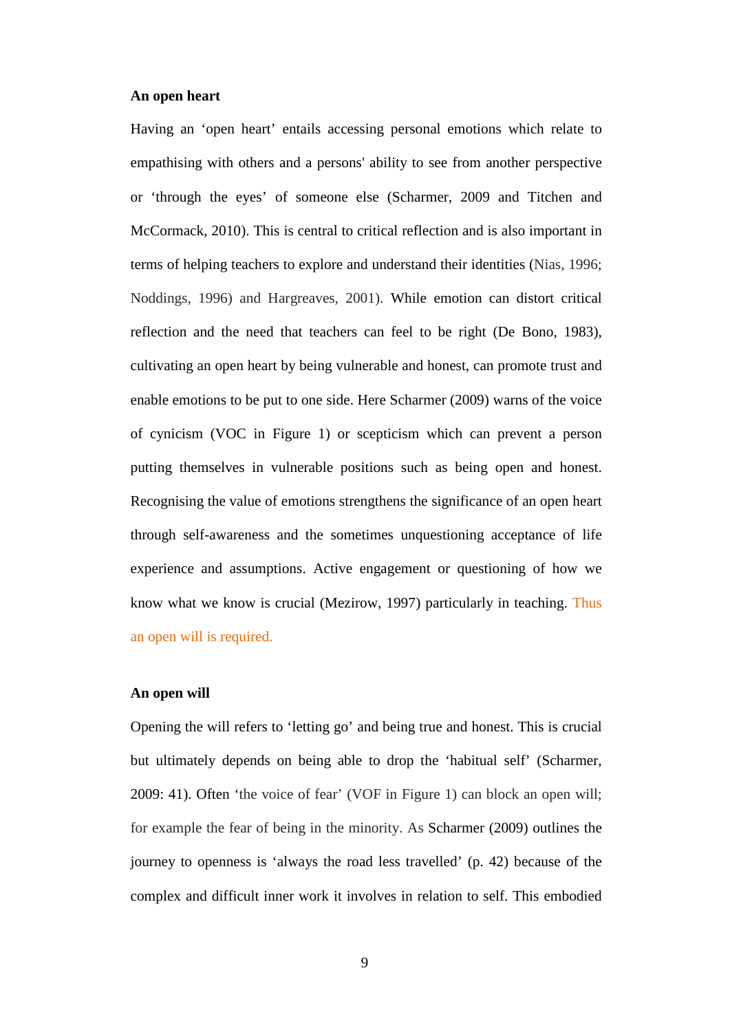**An open heart**

Having an 'open heart' entails accessing personal emotions which relate to empathising with others and a persons' ability to see from another perspective or 'through the eyes' of someone else (Scharmer, 2009 and Titchen and McCormack, 2010). This is central to critical reflection and is also important in terms of helping teachers to explore and understand their identities (Nias, 1996; Noddings, 1996) and Hargreaves, 2001). While emotion can distort critical reflection and the need that teachers can feel to be right (De Bono, 1983), cultivating an open heart by being vulnerable and honest, can promote trust and enable emotions to be put to one side. Here Scharmer (2009) warns of the voice of cynicism (VOC in Figure 1) or scepticism which can prevent a person putting themselves in vulnerable positions such as being open and honest. Recognising the value of emotions strengthens the significance of an open heart through self-awareness and the sometimes unquestioning acceptance of life experience and assumptions. Active engagement or questioning of how we know what we know is crucial (Mezirow, 1997) particularly in teaching. Thus an open will is required.

**An open will**

Opening the will refers to 'letting go' and being true and honest. This is crucial but ultimately depends on being able to drop the 'habitual self' (Scharmer, 2009: 41). Often 'the voice of fear' (VOF in Figure 1) can block an open will; for example the fear of being in the minority. As Scharmer (2009) outlines the journey to openness is 'always the road less travelled' (p. 42) because of the complex and difficult inner work it involves in relation to self. This embodied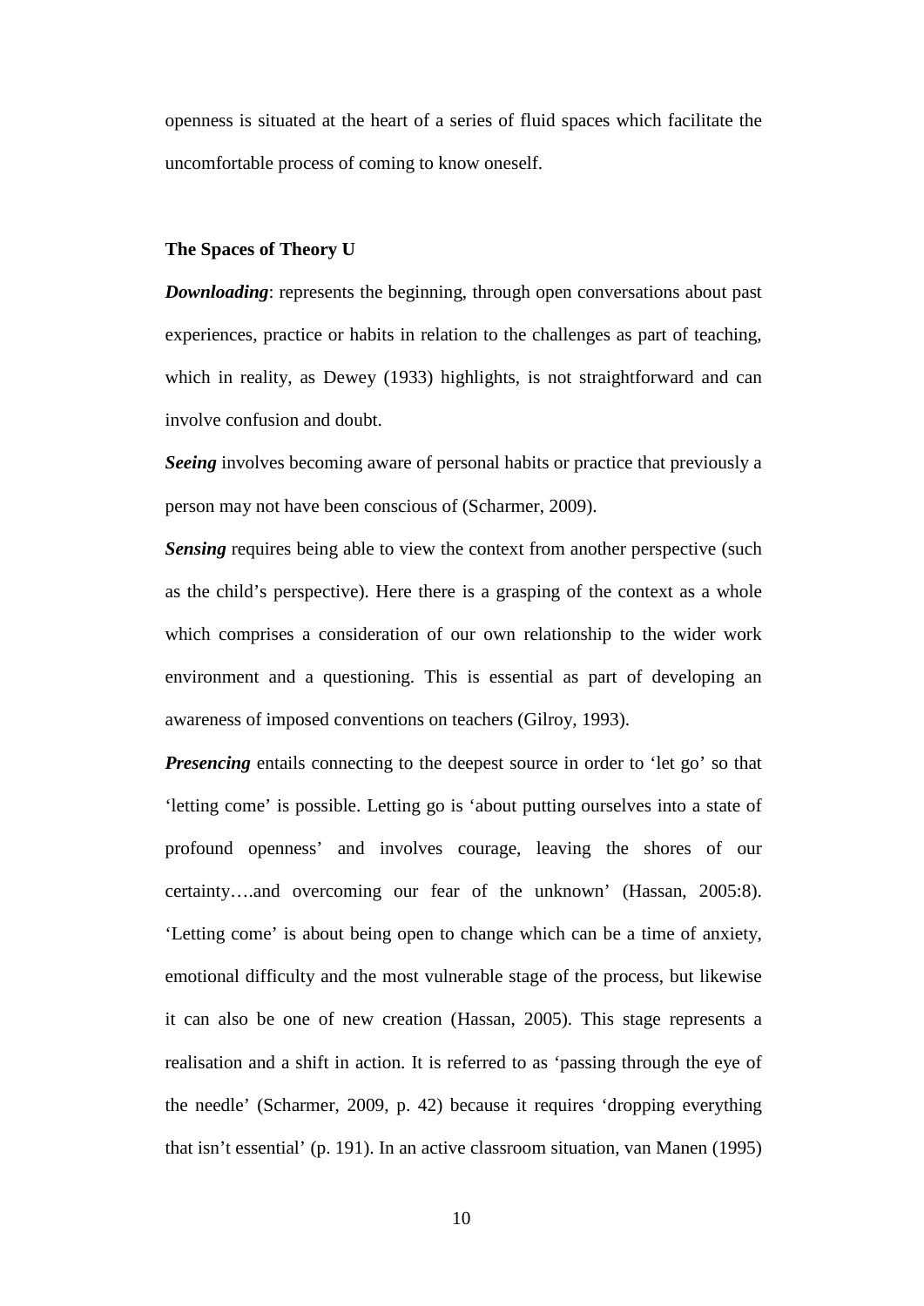openness is situated at the heart of a series of fluid spaces which facilitate the uncomfortable process of coming to know oneself.

**The Spaces of Theory U**

***Downloading***: represents the beginning, through open conversations about past experiences, practice or habits in relation to the challenges as part of teaching, which in reality, as Dewey (1933) highlights, is not straightforward and can involve confusion and doubt.

***Seeing*** involves becoming aware of personal habits or practice that previously a person may not have been conscious of (Scharmer, 2009).

***Sensing*** requires being able to view the context from another perspective (such as the child's perspective). Here there is a grasping of the context as a whole which comprises a consideration of our own relationship to the wider work environment and a questioning. This is essential as part of developing an awareness of imposed conventions on teachers (Gilroy, 1993).

***Presencing*** entails connecting to the deepest source in order to 'let go' so that 'letting come' is possible. Letting go is 'about putting ourselves into a state of profound openness' and involves courage, leaving the shores of our certainty….and overcoming our fear of the unknown' (Hassan, 2005:8). 'Letting come' is about being open to change which can be a time of anxiety, emotional difficulty and the most vulnerable stage of the process, but likewise it can also be one of new creation (Hassan, 2005). This stage represents a realisation and a shift in action. It is referred to as 'passing through the eye of the needle' (Scharmer, 2009, p. 42) because it requires 'dropping everything that isn't essential' (p. 191). In an active classroom situation, van Manen (1995)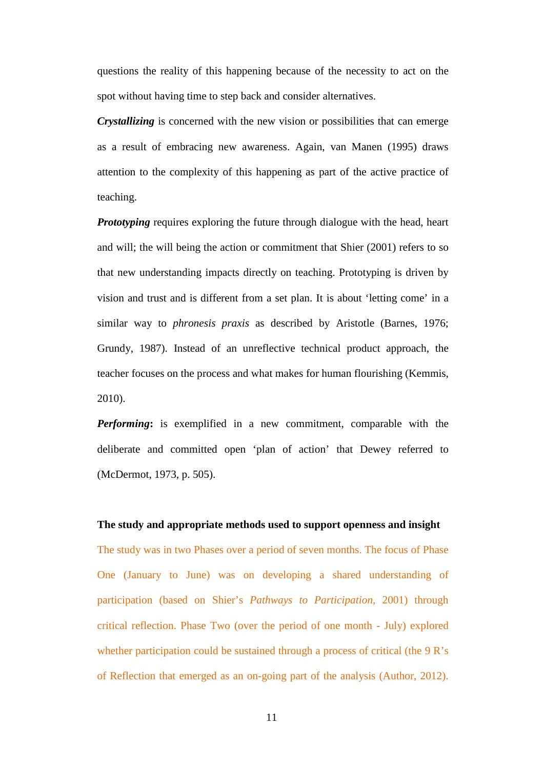questions the reality of this happening because of the necessity to act on the spot without having time to step back and consider alternatives.

***Crystallizing*** is concerned with the new vision or possibilities that can emerge as a result of embracing new awareness. Again, van Manen (1995) draws attention to the complexity of this happening as part of the active practice of teaching.

***Prototyping*** requires exploring the future through dialogue with the head, heart and will; the will being the action or commitment that Shier (2001) refers to so that new understanding impacts directly on teaching. Prototyping is driven by vision and trust and is different from a set plan. It is about 'letting come' in a similar way to *phronesis praxis* as described by Aristotle (Barnes, 1976; Grundy, 1987). Instead of an unreflective technical product approach, the teacher focuses on the process and what makes for human flourishing (Kemmis, 2010).

***Performing*:** is exemplified in a new commitment, comparable with the deliberate and committed open 'plan of action' that Dewey referred to (McDermot, 1973, p. 505).

**The study and appropriate methods used to support openness and insight**

The study was in two Phases over a period of seven months. The focus of Phase One (January to June) was on developing a shared understanding of participation (based on Shier's *Pathways to Participation*, 2001) through critical reflection. Phase Two (over the period of one month - July) explored whether participation could be sustained through a process of critical (the 9 R's of Reflection that emerged as an on-going part of the analysis (Author, 2012).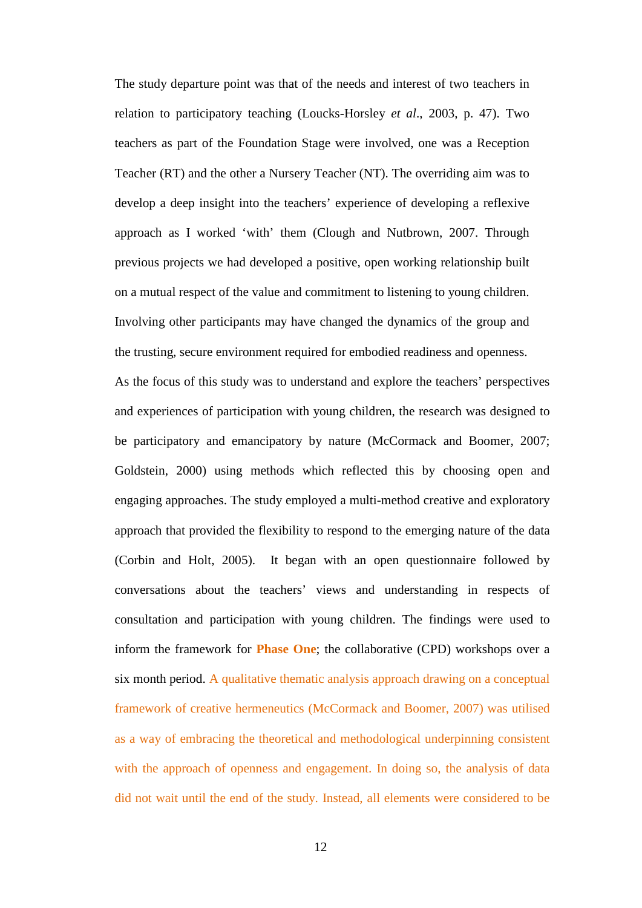The study departure point was that of the needs and interest of two teachers in relation to participatory teaching (Loucks-Horsley *et al*., 2003, p. 47). Two teachers as part of the Foundation Stage were involved, one was a Reception Teacher (RT) and the other a Nursery Teacher (NT). The overriding aim was to develop a deep insight into the teachers' experience of developing a reflexive approach as I worked 'with' them (Clough and Nutbrown, 2007. Through previous projects we had developed a positive, open working relationship built on a mutual respect of the value and commitment to listening to young children. Involving other participants may have changed the dynamics of the group and the trusting, secure environment required for embodied readiness and openness.

As the focus of this study was to understand and explore the teachers' perspectives and experiences of participation with young children, the research was designed to be participatory and emancipatory by nature (McCormack and Boomer, 2007; Goldstein, 2000) using methods which reflected this by choosing open and engaging approaches. The study employed a multi-method creative and exploratory approach that provided the flexibility to respond to the emerging nature of the data (Corbin and Holt, 2005). It began with an open questionnaire followed by conversations about the teachers' views and understanding in respects of consultation and participation with young children. The findings were used to inform the framework for **Phase One**; the collaborative (CPD) workshops over a six month period. A qualitative thematic analysis approach drawing on a conceptual framework of creative hermeneutics (McCormack and Boomer, 2007) was utilised as a way of embracing the theoretical and methodological underpinning consistent with the approach of openness and engagement. In doing so, the analysis of data did not wait until the end of the study. Instead, all elements were considered to be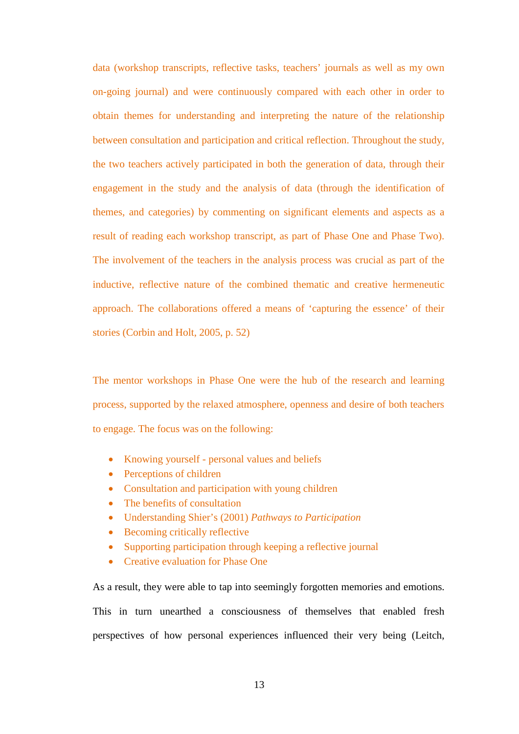data (workshop transcripts, reflective tasks, teachers' journals as well as my own on-going journal) and were continuously compared with each other in order to obtain themes for understanding and interpreting the nature of the relationship between consultation and participation and critical reflection. Throughout the study, the two teachers actively participated in both the generation of data, through their engagement in the study and the analysis of data (through the identification of themes, and categories) by commenting on significant elements and aspects as a result of reading each workshop transcript, as part of Phase One and Phase Two). The involvement of the teachers in the analysis process was crucial as part of the inductive, reflective nature of the combined thematic and creative hermeneutic approach. The collaborations offered a means of 'capturing the essence' of their stories (Corbin and Holt, 2005, p. 52)

The mentor workshops in Phase One were the hub of the research and learning process, supported by the relaxed atmosphere, openness and desire of both teachers to engage. The focus was on the following:

- Knowing yourself - personal values and beliefs
- Perceptions of children
- Consultation and participation with young children
- The benefits of consultation
- Understanding Shier's (2001) *Pathways to Participation*
- Becoming critically reflective
- Supporting participation through keeping a reflective journal
- Creative evaluation for Phase One

As a result, they were able to tap into seemingly forgotten memories and emotions. This in turn unearthed a consciousness of themselves that enabled fresh perspectives of how personal experiences influenced their very being (Leitch,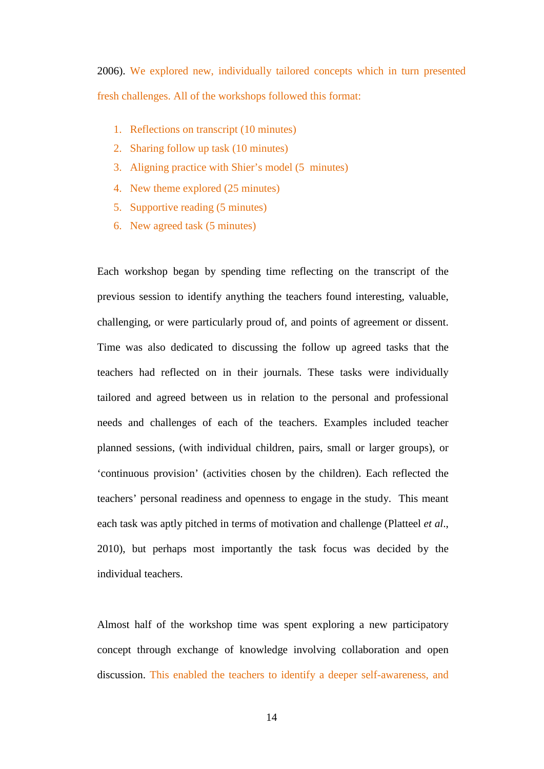2006). We explored new, individually tailored concepts which in turn presented fresh challenges. All of the workshops followed this format:

1. Reflections on transcript (10 minutes)
2. Sharing follow up task (10 minutes)
3. Aligning practice with Shier's model (5 minutes)
4. New theme explored (25 minutes)
5. Supportive reading (5 minutes)
6. New agreed task (5 minutes)

Each workshop began by spending time reflecting on the transcript of the previous session to identify anything the teachers found interesting, valuable, challenging, or were particularly proud of, and points of agreement or dissent. Time was also dedicated to discussing the follow up agreed tasks that the teachers had reflected on in their journals. These tasks were individually tailored and agreed between us in relation to the personal and professional needs and challenges of each of the teachers. Examples included teacher planned sessions, (with individual children, pairs, small or larger groups), or 'continuous provision' (activities chosen by the children). Each reflected the teachers' personal readiness and openness to engage in the study. This meant each task was aptly pitched in terms of motivation and challenge (Platteel *et al*., 2010), but perhaps most importantly the task focus was decided by the individual teachers.

Almost half of the workshop time was spent exploring a new participatory concept through exchange of knowledge involving collaboration and open discussion. This enabled the teachers to identify a deeper self-awareness, and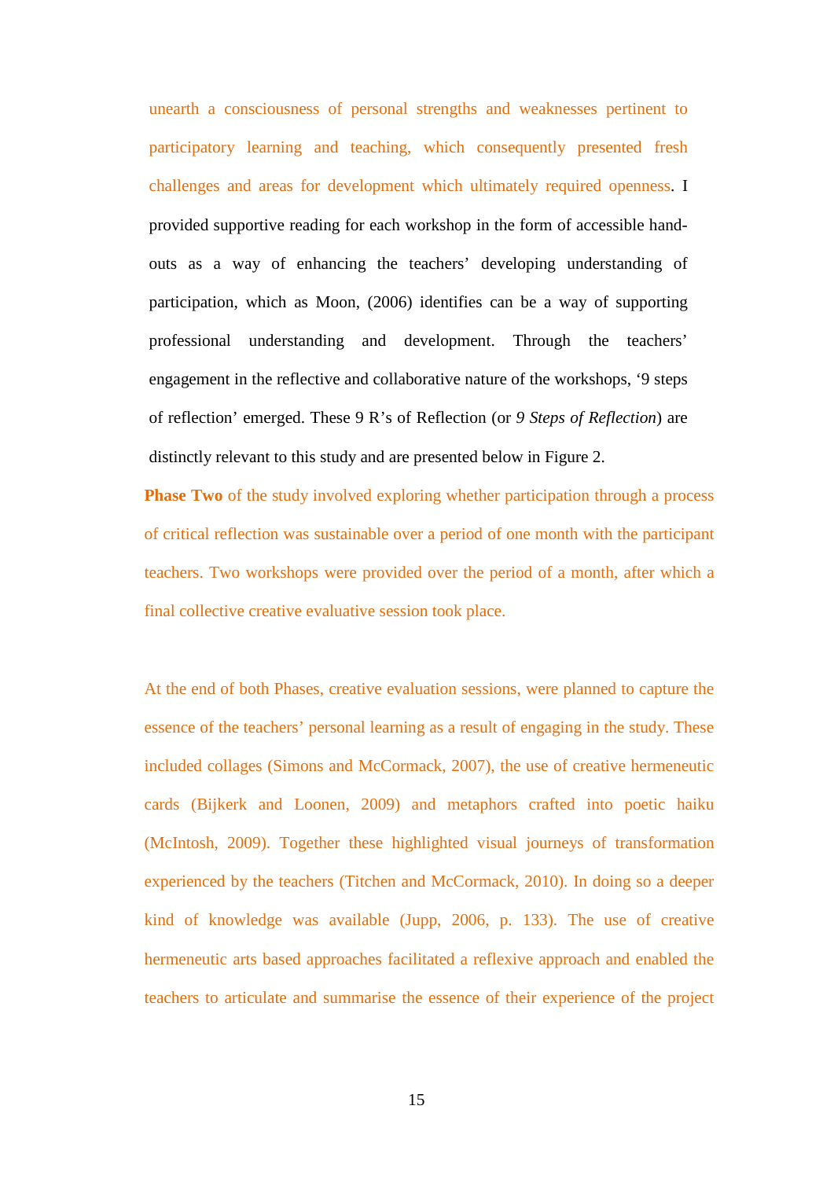unearth a consciousness of personal strengths and weaknesses pertinent to participatory learning and teaching, which consequently presented fresh challenges and areas for development which ultimately required openness. I provided supportive reading for each workshop in the form of accessible hand-outs as a way of enhancing the teachers' developing understanding of participation, which as Moon, (2006) identifies can be a way of supporting professional understanding and development. Through the teachers' engagement in the reflective and collaborative nature of the workshops, '9 steps of reflection' emerged. These 9 R's of Reflection (or *9 Steps of Reflection*) are distinctly relevant to this study and are presented below in Figure 2.

**Phase Two** of the study involved exploring whether participation through a process of critical reflection was sustainable over a period of one month with the participant teachers. Two workshops were provided over the period of a month, after which a final collective creative evaluative session took place.

At the end of both Phases, creative evaluation sessions, were planned to capture the essence of the teachers' personal learning as a result of engaging in the study. These included collages (Simons and McCormack, 2007), the use of creative hermeneutic cards (Bijkerk and Loonen, 2009) and metaphors crafted into poetic haiku (McIntosh, 2009). Together these highlighted visual journeys of transformation experienced by the teachers (Titchen and McCormack, 2010). In doing so a deeper kind of knowledge was available (Jupp, 2006, p. 133). The use of creative hermeneutic arts based approaches facilitated a reflexive approach and enabled the teachers to articulate and summarise the essence of their experience of the project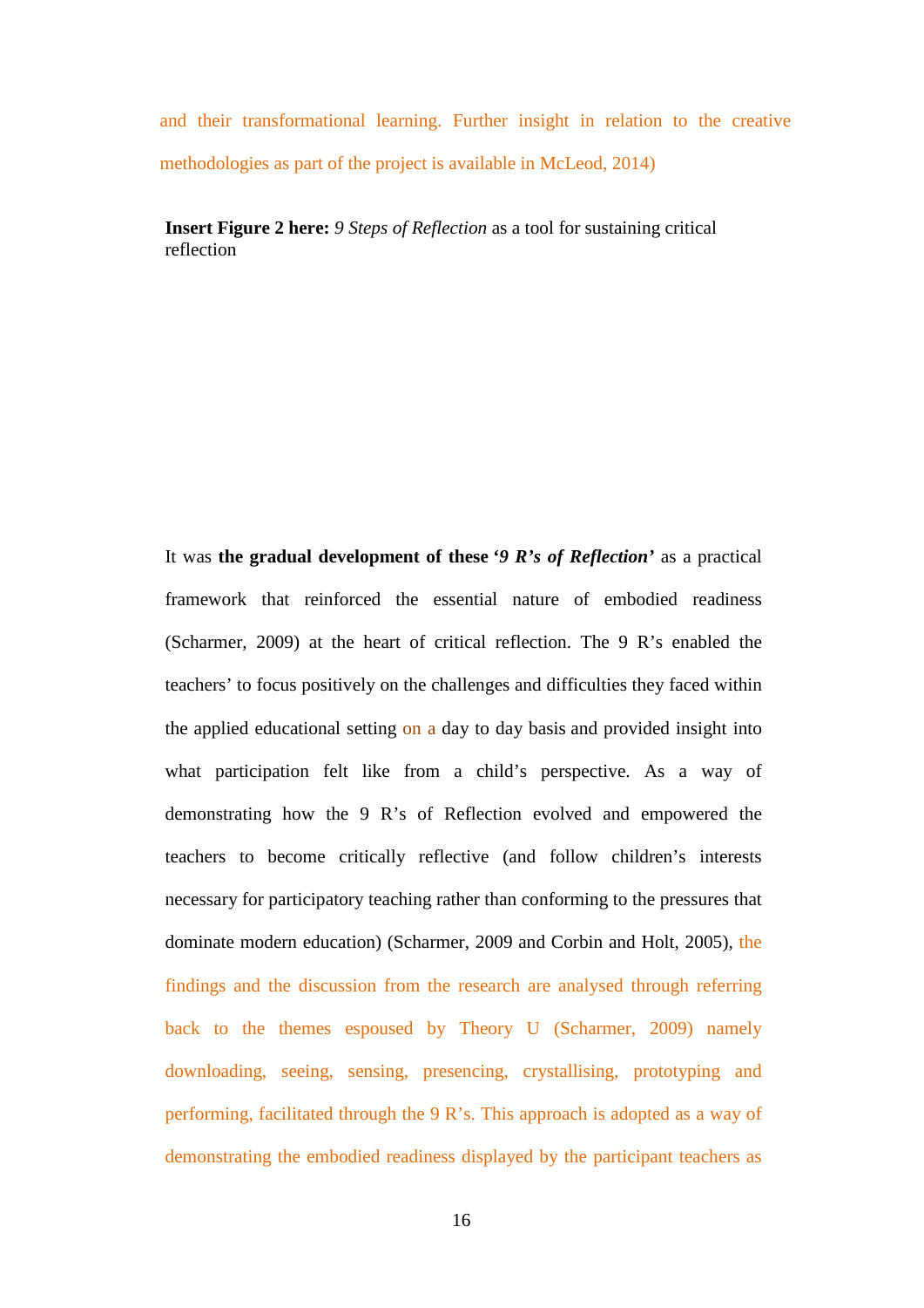and their transformational learning. Further insight in relation to the creative methodologies as part of the project is available in McLeod, 2014)

**Insert Figure 2 here:** *9 Steps of Reflection* as a tool for sustaining critical reflection

It was **the gradual development of these '*9 R's of Reflection*'** as a practical framework that reinforced the essential nature of embodied readiness (Scharmer, 2009) at the heart of critical reflection. The 9 R's enabled the teachers' to focus positively on the challenges and difficulties they faced within the applied educational setting on a day to day basis and provided insight into what participation felt like from a child's perspective. As a way of demonstrating how the 9 R's of Reflection evolved and empowered the teachers to become critically reflective (and follow children's interests necessary for participatory teaching rather than conforming to the pressures that dominate modern education) (Scharmer, 2009 and Corbin and Holt, 2005), the findings and the discussion from the research are analysed through referring back to the themes espoused by Theory U (Scharmer, 2009) namely downloading, seeing, sensing, presencing, crystallising, prototyping and performing, facilitated through the 9 R's. This approach is adopted as a way of demonstrating the embodied readiness displayed by the participant teachers as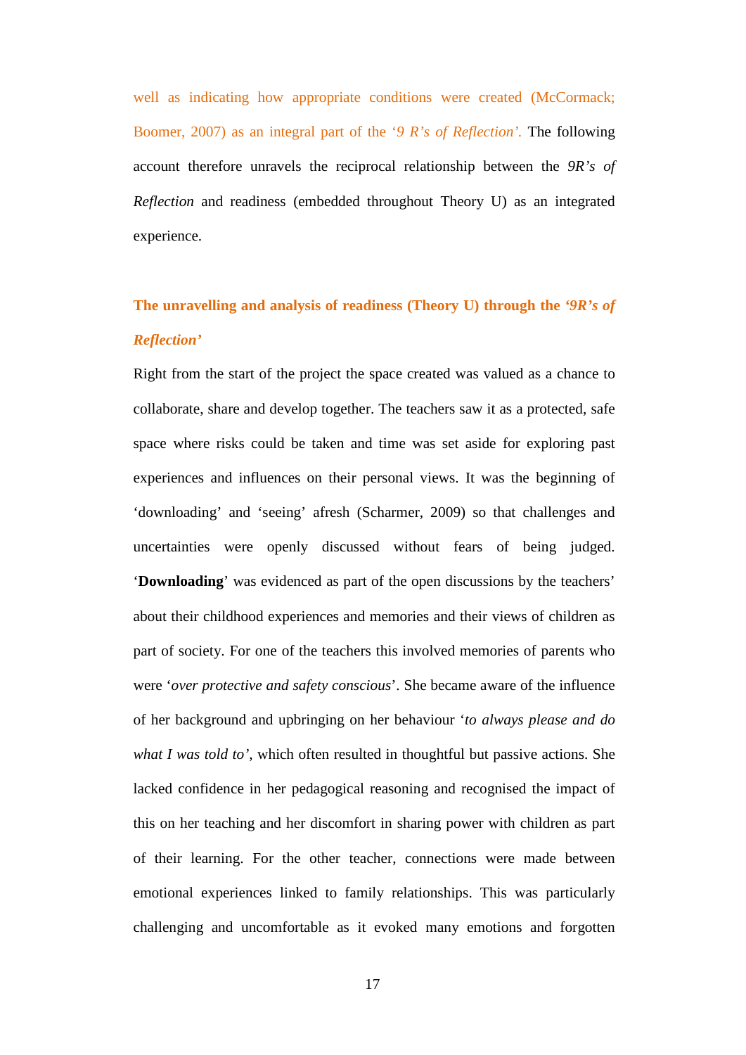well as indicating how appropriate conditions were created (McCormack; Boomer, 2007) as an integral part of the '*9 R's of Reflection*'. The following account therefore unravels the reciprocal relationship between the *9R's of Reflection* and readiness (embedded throughout Theory U) as an integrated experience.

## The unravelling and analysis of readiness (Theory U) through the '*9R's of Reflection*'

Right from the start of the project the space created was valued as a chance to collaborate, share and develop together. The teachers saw it as a protected, safe space where risks could be taken and time was set aside for exploring past experiences and influences on their personal views. It was the beginning of 'downloading' and 'seeing' afresh (Scharmer, 2009) so that challenges and uncertainties were openly discussed without fears of being judged. '**Downloading**' was evidenced as part of the open discussions by the teachers' about their childhood experiences and memories and their views of children as part of society. For one of the teachers this involved memories of parents who were '*over protective and safety conscious*'. She became aware of the influence of her background and upbringing on her behaviour '*to always please and do what I was told to'*, which often resulted in thoughtful but passive actions. She lacked confidence in her pedagogical reasoning and recognised the impact of this on her teaching and her discomfort in sharing power with children as part of their learning. For the other teacher, connections were made between emotional experiences linked to family relationships. This was particularly challenging and uncomfortable as it evoked many emotions and forgotten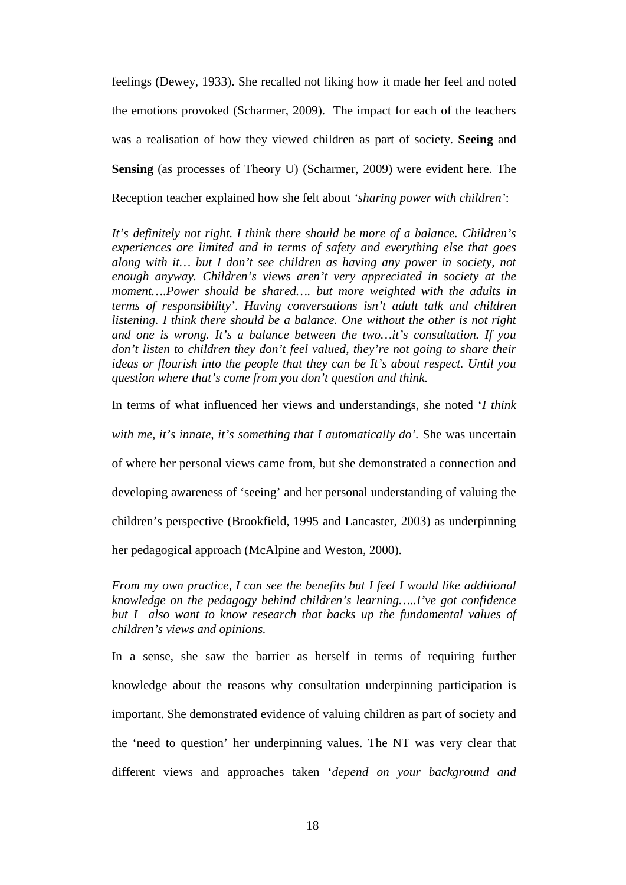feelings (Dewey, 1933). She recalled not liking how it made her feel and noted the emotions provoked (Scharmer, 2009). The impact for each of the teachers was a realisation of how they viewed children as part of society. **Seeing** and **Sensing** (as processes of Theory U) (Scharmer, 2009) were evident here. The Reception teacher explained how she felt about *'sharing power with children'*:

*It's definitely not right. I think there should be more of a balance. Children's experiences are limited and in terms of safety and everything else that goes along with it… but I don't see children as having any power in society, not enough anyway. Children's views aren't very appreciated in society at the moment….Power should be shared…. but more weighted with the adults in terms of responsibility'. Having conversations isn't adult talk and children listening. I think there should be a balance. One without the other is not right and one is wrong. It's a balance between the two…it's consultation. If you don't listen to children they don't feel valued, they're not going to share their ideas or flourish into the people that they can be It's about respect. Until you question where that's come from you don't question and think.*

In terms of what influenced her views and understandings, she noted '*I think with me, it's innate, it's something that I automatically do'.* She was uncertain of where her personal views came from, but she demonstrated a connection and developing awareness of 'seeing' and her personal understanding of valuing the children's perspective (Brookfield, 1995 and Lancaster, 2003) as underpinning her pedagogical approach (McAlpine and Weston, 2000).

*From my own practice, I can see the benefits but I feel I would like additional knowledge on the pedagogy behind children's learning…..I've got confidence but I also want to know research that backs up the fundamental values of children's views and opinions.*

In a sense, she saw the barrier as herself in terms of requiring further knowledge about the reasons why consultation underpinning participation is important. She demonstrated evidence of valuing children as part of society and the 'need to question' her underpinning values. The NT was very clear that different views and approaches taken '*depend on your background and*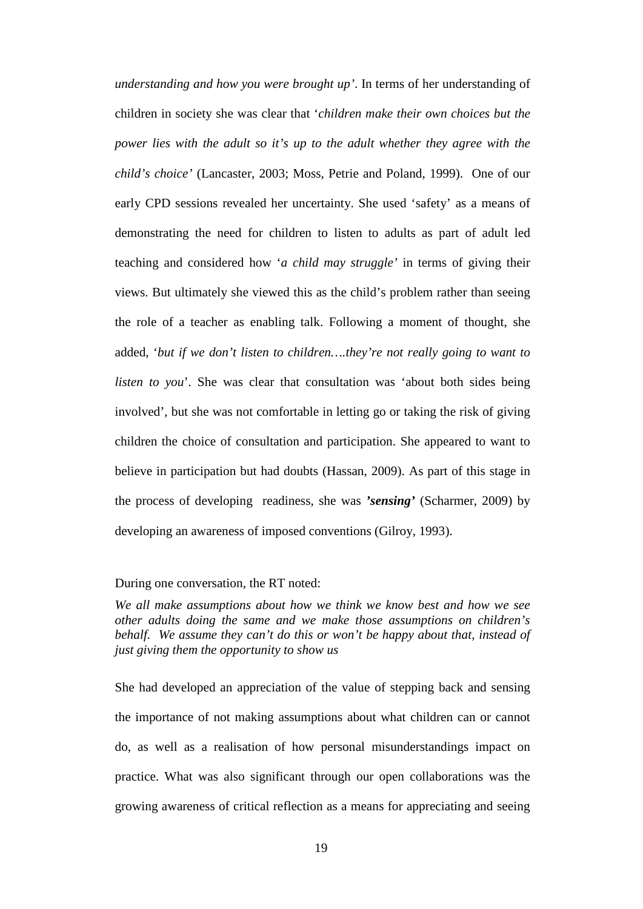*understanding and how you were brought up'*. In terms of her understanding of children in society she was clear that '*children make their own choices but the power lies with the adult so it's up to the adult whether they agree with the child's choice'* (Lancaster, 2003; Moss, Petrie and Poland, 1999). One of our early CPD sessions revealed her uncertainty. She used 'safety' as a means of demonstrating the need for children to listen to adults as part of adult led teaching and considered how '*a child may struggle'* in terms of giving their views. But ultimately she viewed this as the child's problem rather than seeing the role of a teacher as enabling talk. Following a moment of thought, she added, '*but if we don't listen to children….they're not really going to want to listen to you*'. She was clear that consultation was 'about both sides being involved', but she was not comfortable in letting go or taking the risk of giving children the choice of consultation and participation. She appeared to want to believe in participation but had doubts (Hassan, 2009). As part of this stage in the process of developing readiness, she was ***'sensing'*** (Scharmer, 2009) by developing an awareness of imposed conventions (Gilroy, 1993).

During one conversation, the RT noted:

*We all make assumptions about how we think we know best and how we see other adults doing the same and we make those assumptions on children's behalf. We assume they can't do this or won't be happy about that, instead of just giving them the opportunity to show us*

She had developed an appreciation of the value of stepping back and sensing the importance of not making assumptions about what children can or cannot do, as well as a realisation of how personal misunderstandings impact on practice. What was also significant through our open collaborations was the growing awareness of critical reflection as a means for appreciating and seeing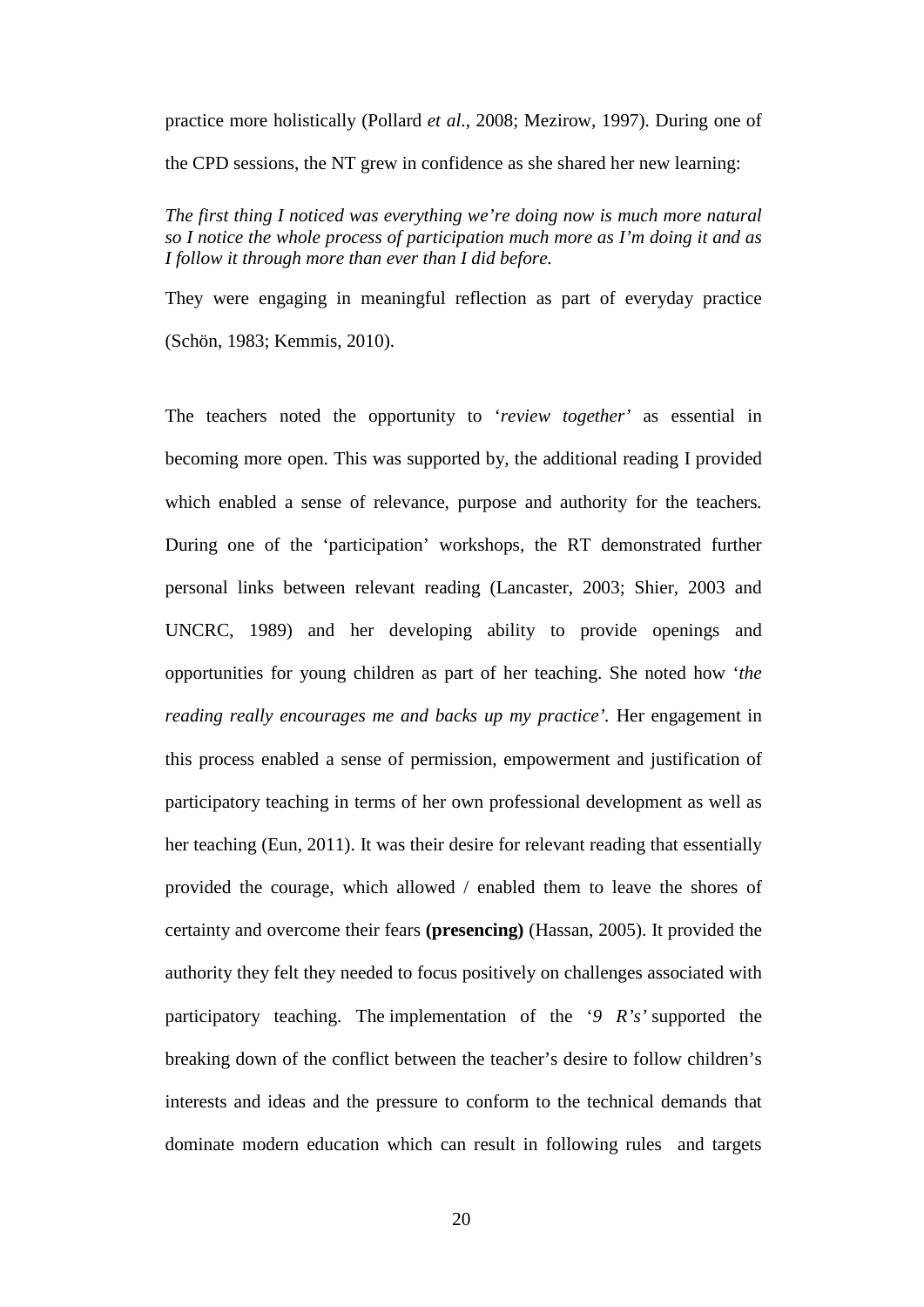practice more holistically (Pollard *et al*., 2008; Mezirow, 1997). During one of the CPD sessions, the NT grew in confidence as she shared her new learning:

*The first thing I noticed was everything we're doing now is much more natural so I notice the whole process of participation much more as I'm doing it and as I follow it through more than ever than I did before.*

They were engaging in meaningful reflection as part of everyday practice (Schön, 1983; Kemmis, 2010).

The teachers noted the opportunity to '*review together*' as essential in becoming more open. This was supported by, the additional reading I provided which enabled a sense of relevance, purpose and authority for the teachers. During one of the 'participation' workshops, the RT demonstrated further personal links between relevant reading (Lancaster, 2003; Shier, 2003 and UNCRC, 1989) and her developing ability to provide openings and opportunities for young children as part of her teaching. She noted how '*the reading really encourages me and backs up my practice'*. Her engagement in this process enabled a sense of permission, empowerment and justification of participatory teaching in terms of her own professional development as well as her teaching (Eun, 2011). It was their desire for relevant reading that essentially provided the courage, which allowed / enabled them to leave the shores of certainty and overcome their fears **(presencing)** (Hassan, 2005). It provided the authority they felt they needed to focus positively on challenges associated with participatory teaching. The implementation of the *'9 R's'* supported the breaking down of the conflict between the teacher's desire to follow children's interests and ideas and the pressure to conform to the technical demands that dominate modern education which can result in following rules and targets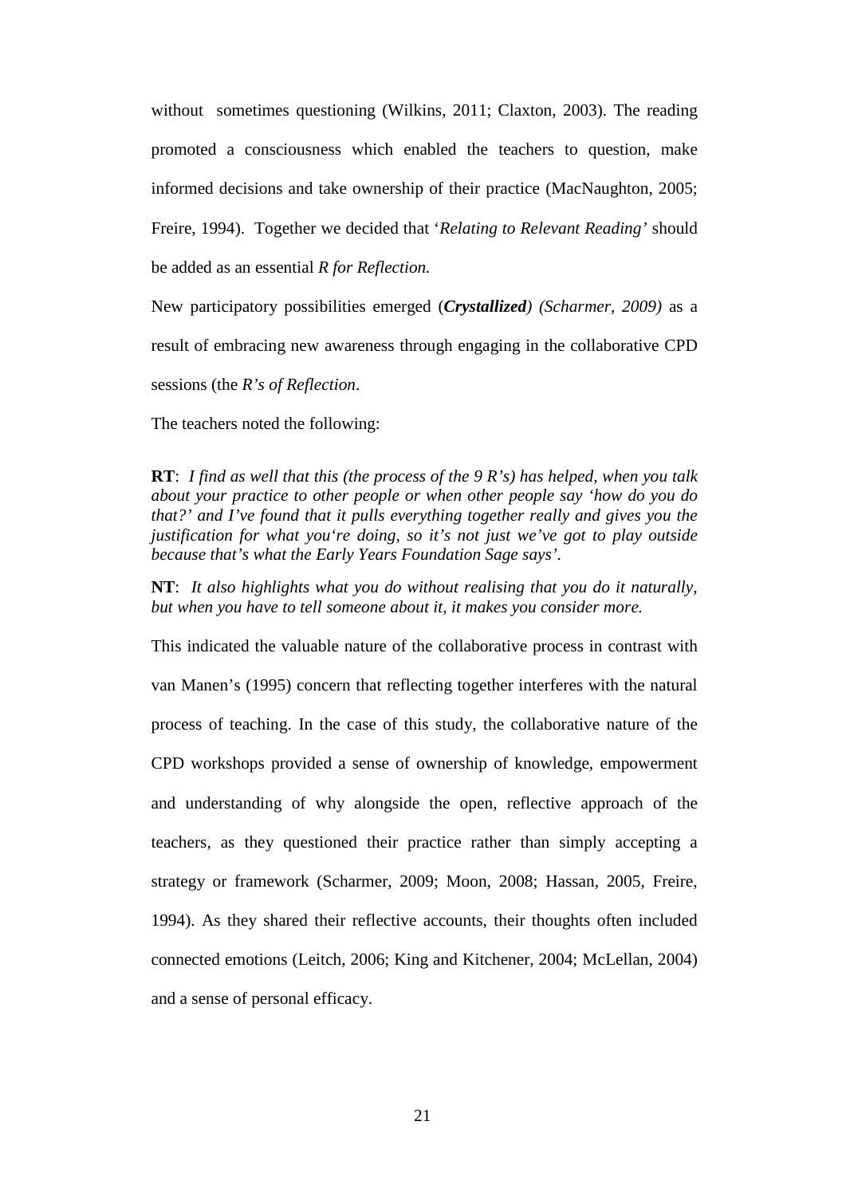without  sometimes questioning (Wilkins, 2011; Claxton, 2003). The reading promoted a consciousness which enabled the teachers to question, make informed decisions and take ownership of their practice (MacNaughton, 2005; Freire, 1994).  Together we decided that '*Relating to Relevant Reading'* should be added as an essential *R for Reflection.*

New participatory possibilities emerged (***Crystallized****) (Scharmer, 2009)* as a result of embracing new awareness through engaging in the collaborative CPD sessions (the *R's of Reflection*.

The teachers noted the following:

**RT**:  *I find as well that this (the process of the 9 R's) has helped, when you talk about your practice to other people or when other people say 'how do you do that?' and I've found that it pulls everything together really and gives you the justification for what you're doing, so it's not just we've got to play outside because that's what the Early Years Foundation Sage says'.*

**NT**:  *It also highlights what you do without realising that you do it naturally, but when you have to tell someone about it, it makes you consider more.*

This indicated the valuable nature of the collaborative process in contrast with van Manen's (1995) concern that reflecting together interferes with the natural process of teaching. In the case of this study, the collaborative nature of the CPD workshops provided a sense of ownership of knowledge, empowerment and understanding of why alongside the open, reflective approach of the teachers, as they questioned their practice rather than simply accepting a strategy or framework (Scharmer, 2009; Moon, 2008; Hassan, 2005, Freire, 1994). As they shared their reflective accounts, their thoughts often included connected emotions (Leitch, 2006; King and Kitchener, 2004; McLellan, 2004) and a sense of personal efficacy.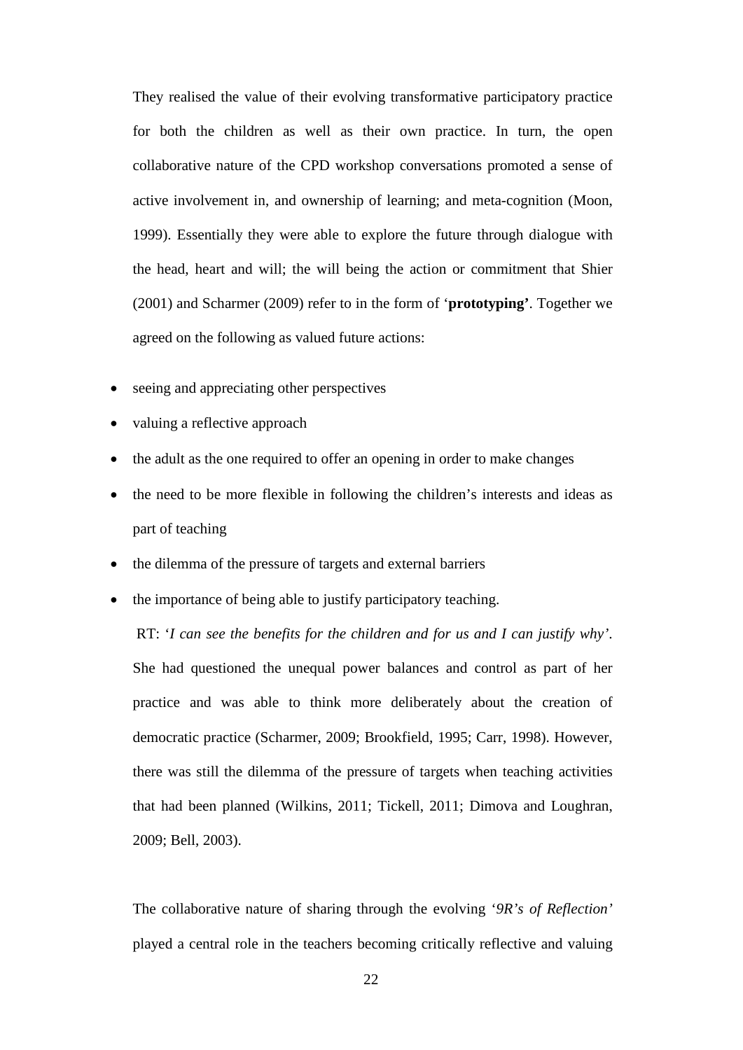They realised the value of their evolving transformative participatory practice for both the children as well as their own practice. In turn, the open collaborative nature of the CPD workshop conversations promoted a sense of active involvement in, and ownership of learning; and meta-cognition (Moon, 1999). Essentially they were able to explore the future through dialogue with the head, heart and will; the will being the action or commitment that Shier (2001) and Scharmer (2009) refer to in the form of '**prototyping'**. Together we agreed on the following as valued future actions:

- seeing and appreciating other perspectives
- valuing a reflective approach
- the adult as the one required to offer an opening in order to make changes
- the need to be more flexible in following the children's interests and ideas as part of teaching
- the dilemma of the pressure of targets and external barriers
- the importance of being able to justify participatory teaching.

RT: '*I can see the benefits for the children and for us and I can justify why*'. She had questioned the unequal power balances and control as part of her practice and was able to think more deliberately about the creation of democratic practice (Scharmer, 2009; Brookfield, 1995; Carr, 1998). However, there was still the dilemma of the pressure of targets when teaching activities that had been planned (Wilkins, 2011; Tickell, 2011; Dimova and Loughran, 2009; Bell, 2003).

The collaborative nature of sharing through the evolving '*9R's of Reflection'* played a central role in the teachers becoming critically reflective and valuing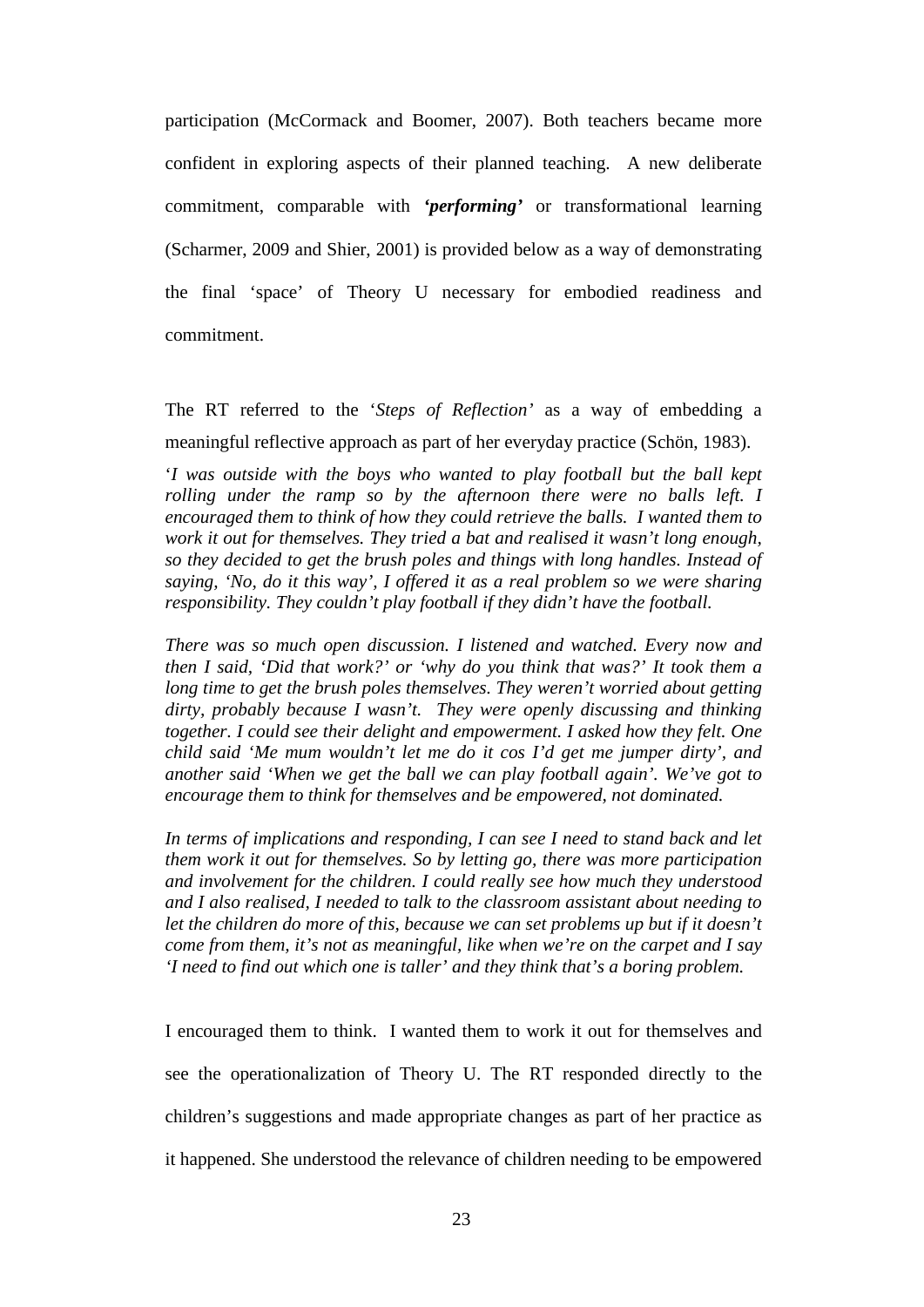participation (McCormack and Boomer, 2007). Both teachers became more confident in exploring aspects of their planned teaching. A new deliberate commitment, comparable with ***'performing'*** or transformational learning (Scharmer, 2009 and Shier, 2001) is provided below as a way of demonstrating the final 'space' of Theory U necessary for embodied readiness and commitment.

The RT referred to the '*Steps of Reflection'* as a way of embedding a meaningful reflective approach as part of her everyday practice (Schön, 1983).

'*I was outside with the boys who wanted to play football but the ball kept rolling under the ramp so by the afternoon there were no balls left. I encouraged them to think of how they could retrieve the balls. I wanted them to work it out for themselves. They tried a bat and realised it wasn't long enough, so they decided to get the brush poles and things with long handles. Instead of saying, 'No, do it this way', I offered it as a real problem so we were sharing responsibility. They couldn't play football if they didn't have the football.*

*There was so much open discussion. I listened and watched. Every now and then I said, 'Did that work?' or 'why do you think that was?' It took them a long time to get the brush poles themselves. They weren't worried about getting dirty, probably because I wasn't. They were openly discussing and thinking together. I could see their delight and empowerment. I asked how they felt. One child said 'Me mum wouldn't let me do it cos I'd get me jumper dirty', and another said 'When we get the ball we can play football again'. We've got to encourage them to think for themselves and be empowered, not dominated.*

*In terms of implications and responding, I can see I need to stand back and let them work it out for themselves. So by letting go, there was more participation and involvement for the children. I could really see how much they understood and I also realised, I needed to talk to the classroom assistant about needing to let the children do more of this, because we can set problems up but if it doesn't come from them, it's not as meaningful, like when we're on the carpet and I say 'I need to find out which one is taller' and they think that's a boring problem.*

I encouraged them to think. I wanted them to work it out for themselves and see the operationalization of Theory U. The RT responded directly to the children's suggestions and made appropriate changes as part of her practice as it happened. She understood the relevance of children needing to be empowered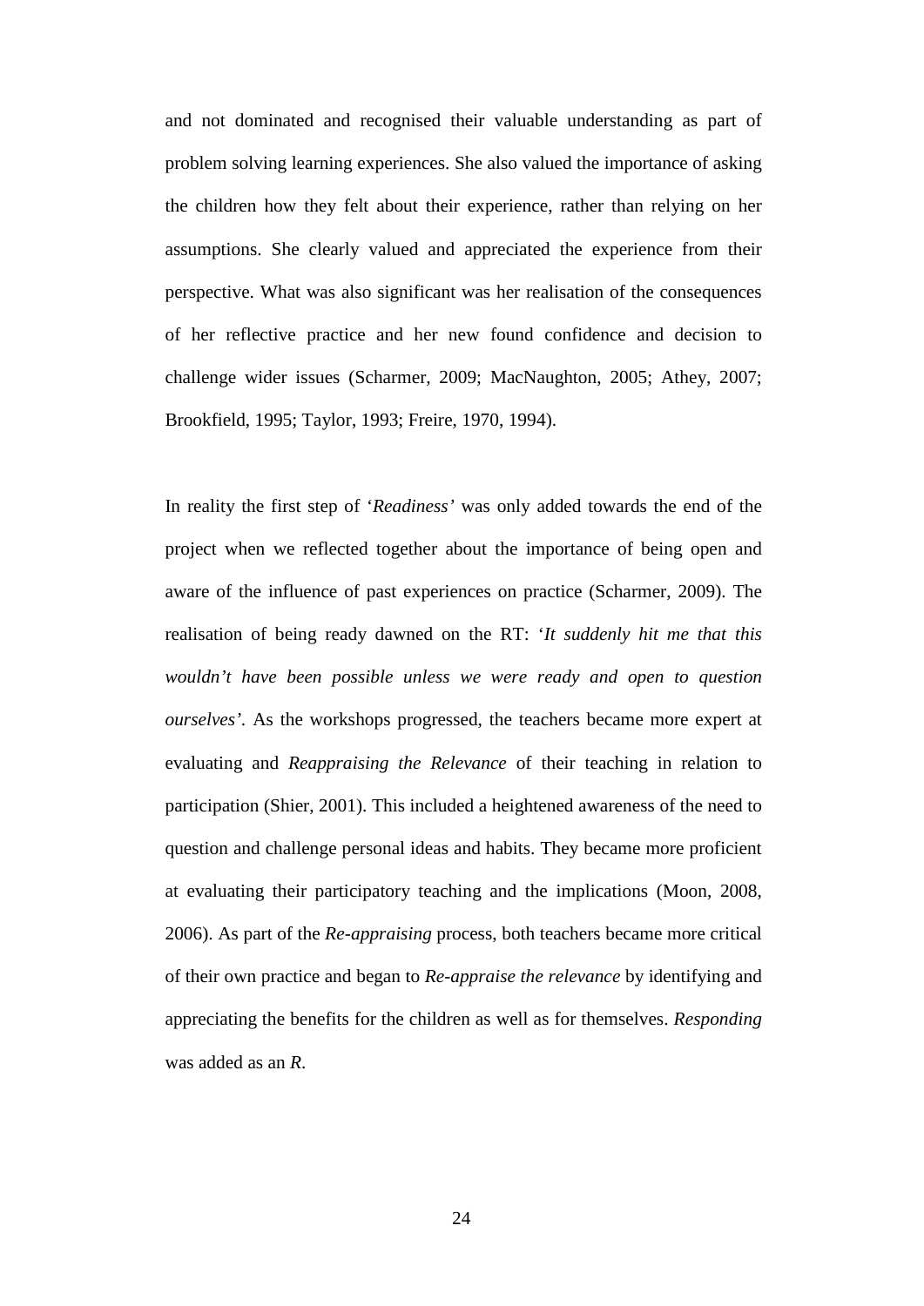and not dominated and recognised their valuable understanding as part of problem solving learning experiences. She also valued the importance of asking the children how they felt about their experience, rather than relying on her assumptions. She clearly valued and appreciated the experience from their perspective. What was also significant was her realisation of the consequences of her reflective practice and her new found confidence and decision to challenge wider issues (Scharmer, 2009; MacNaughton, 2005; Athey, 2007; Brookfield, 1995; Taylor, 1993; Freire, 1970, 1994).

In reality the first step of '*Readiness'* was only added towards the end of the project when we reflected together about the importance of being open and aware of the influence of past experiences on practice (Scharmer, 2009). The realisation of being ready dawned on the RT: '*It suddenly hit me that this wouldn't have been possible unless we were ready and open to question ourselves'*. As the workshops progressed, the teachers became more expert at evaluating and *Reappraising the Relevance* of their teaching in relation to participation (Shier, 2001). This included a heightened awareness of the need to question and challenge personal ideas and habits. They became more proficient at evaluating their participatory teaching and the implications (Moon, 2008, 2006). As part of the *Re-appraising* process, both teachers became more critical of their own practice and began to *Re-appraise the relevance* by identifying and appreciating the benefits for the children as well as for themselves. *Responding* was added as an *R*.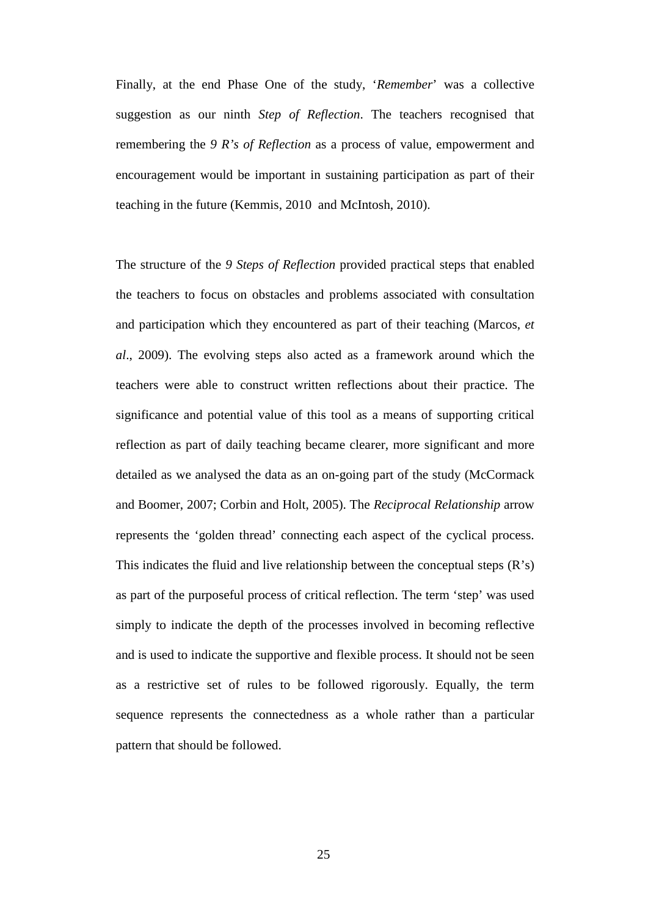Finally, at the end Phase One of the study, '*Remember*' was a collective suggestion as our ninth *Step of Reflection*. The teachers recognised that remembering the *9 R's of Reflection* as a process of value, empowerment and encouragement would be important in sustaining participation as part of their teaching in the future (Kemmis, 2010 and McIntosh, 2010).

The structure of the *9 Steps of Reflection* provided practical steps that enabled the teachers to focus on obstacles and problems associated with consultation and participation which they encountered as part of their teaching (Marcos, *et al*., 2009). The evolving steps also acted as a framework around which the teachers were able to construct written reflections about their practice. The significance and potential value of this tool as a means of supporting critical reflection as part of daily teaching became clearer, more significant and more detailed as we analysed the data as an on-going part of the study (McCormack and Boomer, 2007; Corbin and Holt, 2005). The *Reciprocal Relationship* arrow represents the 'golden thread' connecting each aspect of the cyclical process. This indicates the fluid and live relationship between the conceptual steps (R's) as part of the purposeful process of critical reflection. The term 'step' was used simply to indicate the depth of the processes involved in becoming reflective and is used to indicate the supportive and flexible process. It should not be seen as a restrictive set of rules to be followed rigorously. Equally, the term sequence represents the connectedness as a whole rather than a particular pattern that should be followed.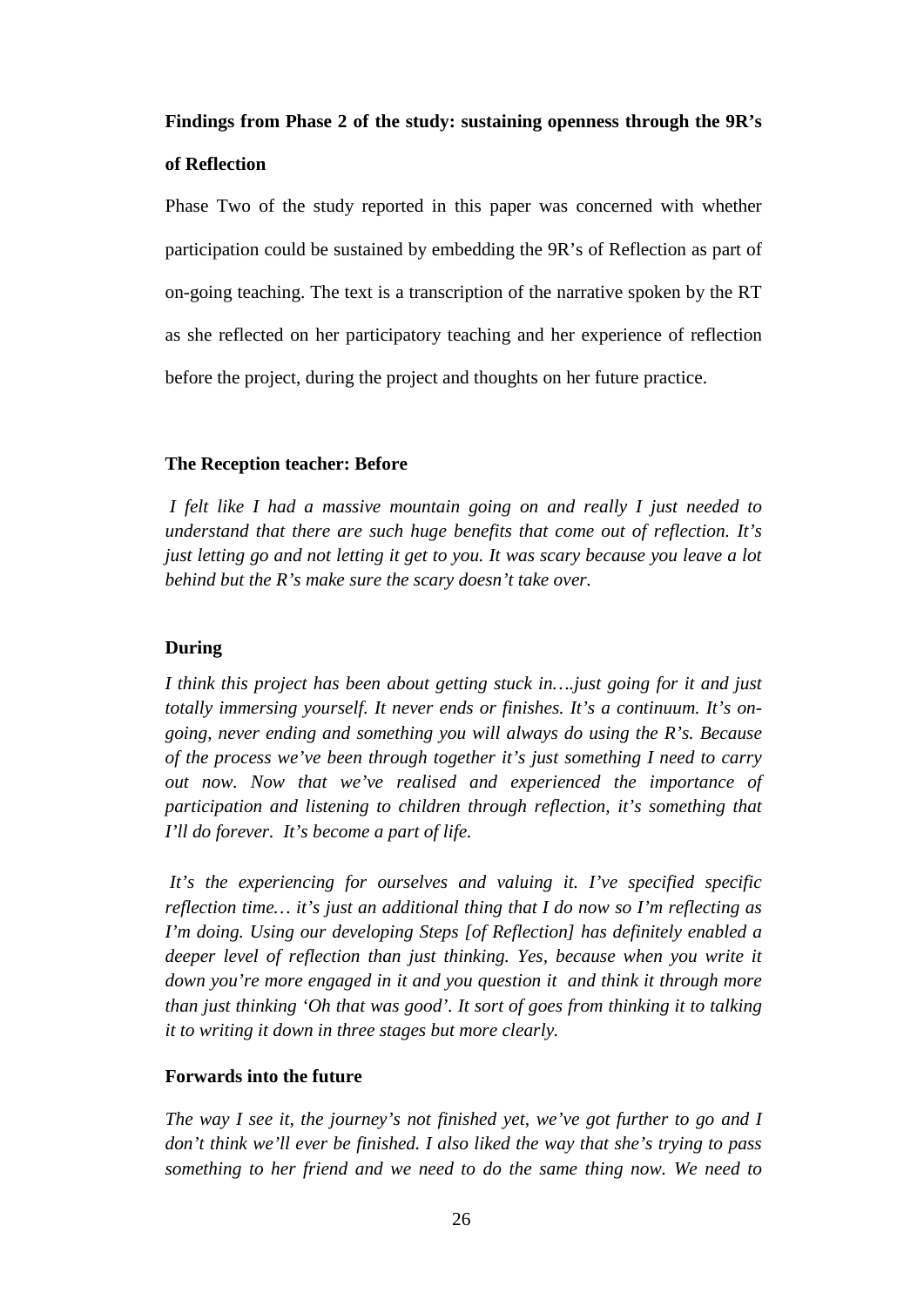**Findings from Phase 2 of the study: sustaining openness through the 9R's of Reflection**

Phase Two of the study reported in this paper was concerned with whether participation could be sustained by embedding the 9R's of Reflection as part of on-going teaching. The text is a transcription of the narrative spoken by the RT as she reflected on her participatory teaching and her experience of reflection before the project, during the project and thoughts on her future practice.

**The Reception teacher: Before**

*I felt like I had a massive mountain going on and really I just needed to understand that there are such huge benefits that come out of reflection. It's just letting go and not letting it get to you. It was scary because you leave a lot behind but the R's make sure the scary doesn't take over.*

**During**

*I think this project has been about getting stuck in….just going for it and just totally immersing yourself. It never ends or finishes. It's a continuum. It's on-going, never ending and something you will always do using the R's. Because of the process we've been through together it's just something I need to carry out now. Now that we've realised and experienced the importance of participation and listening to children through reflection, it's something that I'll do forever. It's become a part of life.*

*It's the experiencing for ourselves and valuing it. I've specified specific reflection time… it's just an additional thing that I do now so I'm reflecting as I'm doing. Using our developing Steps [of Reflection] has definitely enabled a deeper level of reflection than just thinking. Yes, because when you write it down you're more engaged in it and you question it and think it through more than just thinking 'Oh that was good'. It sort of goes from thinking it to talking it to writing it down in three stages but more clearly.*

**Forwards into the future**

*The way I see it, the journey's not finished yet, we've got further to go and I don't think we'll ever be finished. I also liked the way that she's trying to pass something to her friend and we need to do the same thing now. We need to*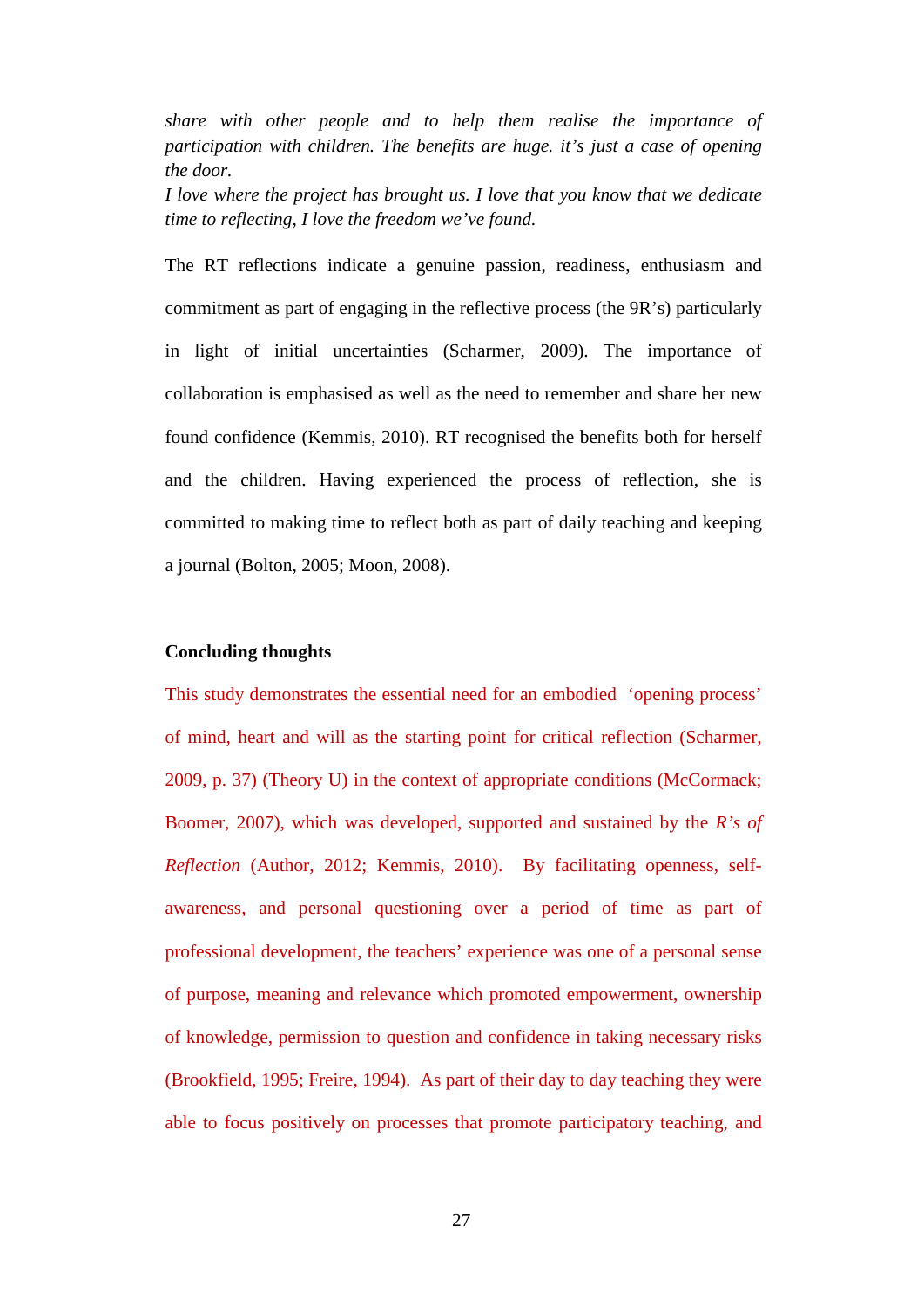*share with other people and to help them realise the importance of participation with children. The benefits are huge. it's just a case of opening the door.*
*I love where the project has brought us. I love that you know that we dedicate time to reflecting, I love the freedom we've found.*

The RT reflections indicate a genuine passion, readiness, enthusiasm and commitment as part of engaging in the reflective process (the 9R's) particularly in light of initial uncertainties (Scharmer, 2009). The importance of collaboration is emphasised as well as the need to remember and share her new found confidence (Kemmis, 2010). RT recognised the benefits both for herself and the children. Having experienced the process of reflection, she is committed to making time to reflect both as part of daily teaching and keeping a journal (Bolton, 2005; Moon, 2008).

**Concluding thoughts**

This study demonstrates the essential need for an embodied 'opening process' of mind, heart and will as the starting point for critical reflection (Scharmer, 2009, p. 37) (Theory U) in the context of appropriate conditions (McCormack; Boomer, 2007), which was developed, supported and sustained by the *R's of Reflection* (Author, 2012; Kemmis, 2010). By facilitating openness, self-awareness, and personal questioning over a period of time as part of professional development, the teachers' experience was one of a personal sense of purpose, meaning and relevance which promoted empowerment, ownership of knowledge, permission to question and confidence in taking necessary risks (Brookfield, 1995; Freire, 1994). As part of their day to day teaching they were able to focus positively on processes that promote participatory teaching, and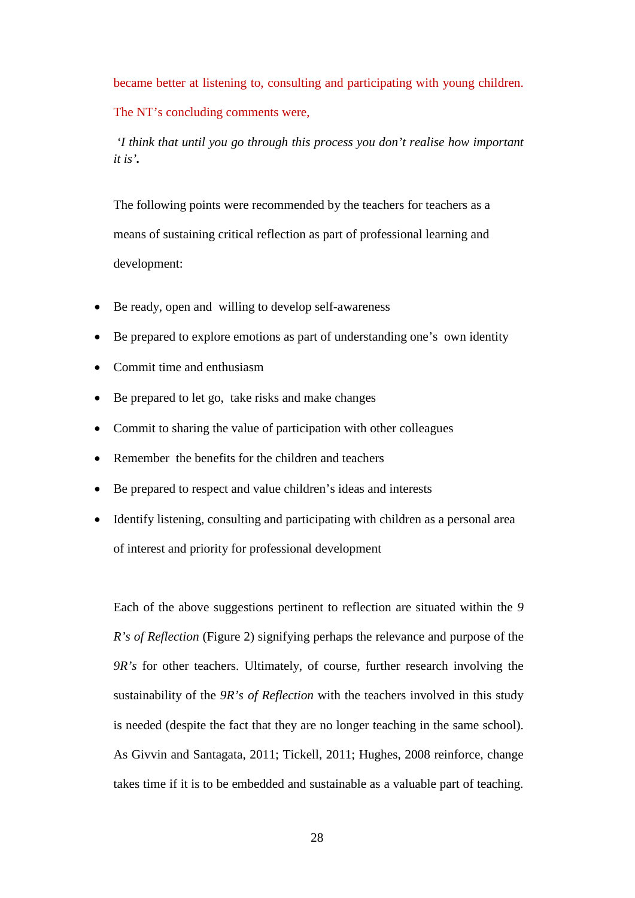became better at listening to, consulting and participating with young children. The NT's concluding comments were,

*'I think that until you go through this process you don't realise how important it is'.*

The following points were recommended by the teachers for teachers as a means of sustaining critical reflection as part of professional learning and development:

- Be ready, open and willing to develop self-awareness
- Be prepared to explore emotions as part of understanding one's own identity
- Commit time and enthusiasm
- Be prepared to let go, take risks and make changes
- Commit to sharing the value of participation with other colleagues
- Remember the benefits for the children and teachers
- Be prepared to respect and value children's ideas and interests
- Identify listening, consulting and participating with children as a personal area of interest and priority for professional development

Each of the above suggestions pertinent to reflection are situated within the *9 R's of Reflection* (Figure 2) signifying perhaps the relevance and purpose of the *9R's* for other teachers. Ultimately, of course, further research involving the sustainability of the *9R's of Reflection* with the teachers involved in this study is needed (despite the fact that they are no longer teaching in the same school). As Givvin and Santagata, 2011; Tickell, 2011; Hughes, 2008 reinforce, change takes time if it is to be embedded and sustainable as a valuable part of teaching.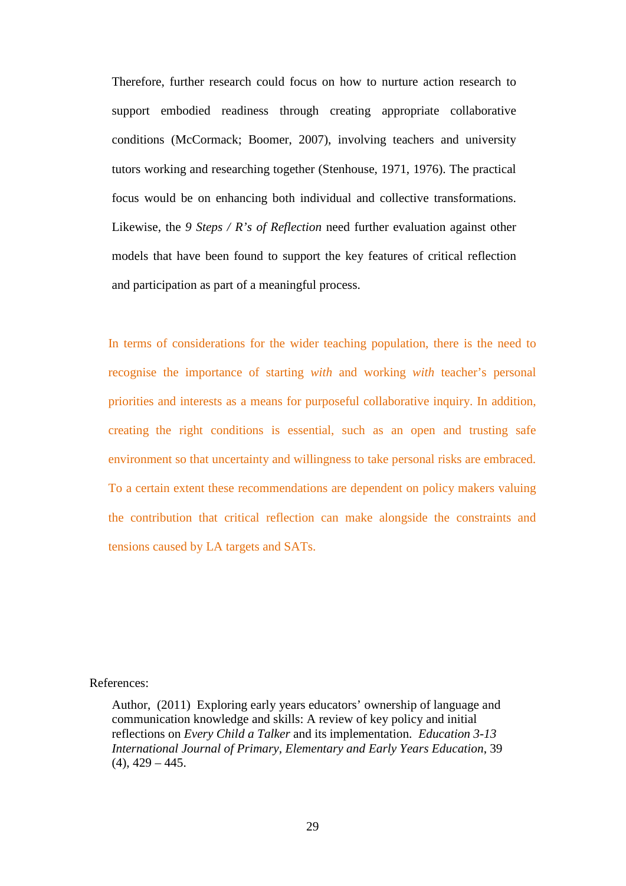Therefore, further research could focus on how to nurture action research to support embodied readiness through creating appropriate collaborative conditions (McCormack; Boomer, 2007), involving teachers and university tutors working and researching together (Stenhouse, 1971, 1976). The practical focus would be on enhancing both individual and collective transformations. Likewise, the *9 Steps / R's of Reflection* need further evaluation against other models that have been found to support the key features of critical reflection and participation as part of a meaningful process.

In terms of considerations for the wider teaching population, there is the need to recognise the importance of starting *with* and working *with* teacher's personal priorities and interests as a means for purposeful collaborative inquiry. In addition, creating the right conditions is essential, such as an open and trusting safe environment so that uncertainty and willingness to take personal risks are embraced. To a certain extent these recommendations are dependent on policy makers valuing the contribution that critical reflection can make alongside the constraints and tensions caused by LA targets and SATs.

References:

Author, (2011) Exploring early years educators' ownership of language and communication knowledge and skills: A review of key policy and initial reflections on *Every Child a Talker* and its implementation. *Education 3-13 International Journal of Primary, Elementary and Early Years Education*, 39 (4), 429 – 445.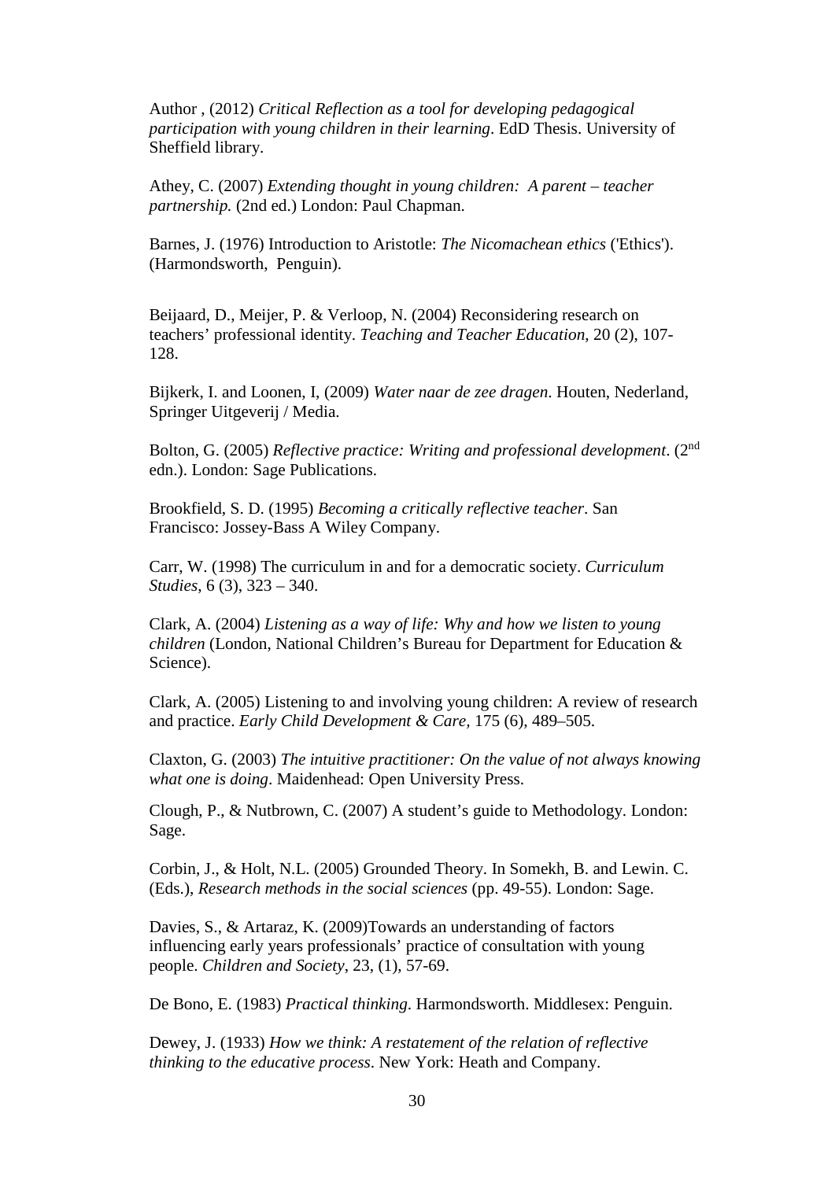Author , (2012) *Critical Reflection as a tool for developing pedagogical participation with young children in their learning*. EdD Thesis. University of Sheffield library.

Athey, C. (2007) *Extending thought in young children: A parent – teacher partnership.* (2nd ed.) London: Paul Chapman.

Barnes, J. (1976) Introduction to Aristotle: *The Nicomachean ethics* ('Ethics'). (Harmondsworth, Penguin).

Beijaard, D., Meijer, P. & Verloop, N. (2004) Reconsidering research on teachers' professional identity. *Teaching and Teacher Education*, 20 (2), 107-128.

Bijkerk, I. and Loonen, I, (2009) *Water naar de zee dragen*. Houten, Nederland, Springer Uitgeverij / Media.

Bolton, G. (2005) *Reflective practice: Writing and professional development*. (2nd edn.). London: Sage Publications.

Brookfield, S. D. (1995) *Becoming a critically reflective teacher*. San Francisco: Jossey-Bass A Wiley Company.

Carr, W. (1998) The curriculum in and for a democratic society. *Curriculum Studies*, 6 (3), 323 – 340.

Clark, A. (2004) *Listening as a way of life: Why and how we listen to young children* (London, National Children's Bureau for Department for Education & Science).

Clark, A. (2005) Listening to and involving young children: A review of research and practice. *Early Child Development & Care*, 175 (6), 489–505.

Claxton, G. (2003) *The intuitive practitioner: On the value of not always knowing what one is doing*. Maidenhead: Open University Press.

Clough, P., & Nutbrown, C. (2007) A student's guide to Methodology. London: Sage.

Corbin, J., & Holt, N.L. (2005) Grounded Theory. In Somekh, B. and Lewin. C. (Eds.), *Research methods in the social sciences* (pp. 49-55). London: Sage.

Davies, S., & Artaraz, K. (2009)Towards an understanding of factors influencing early years professionals' practice of consultation with young people. *Children and Society*, 23, (1), 57-69.

De Bono, E. (1983) *Practical thinking*. Harmondsworth. Middlesex: Penguin.

Dewey, J. (1933) *How we think: A restatement of the relation of reflective thinking to the educative process*. New York: Heath and Company.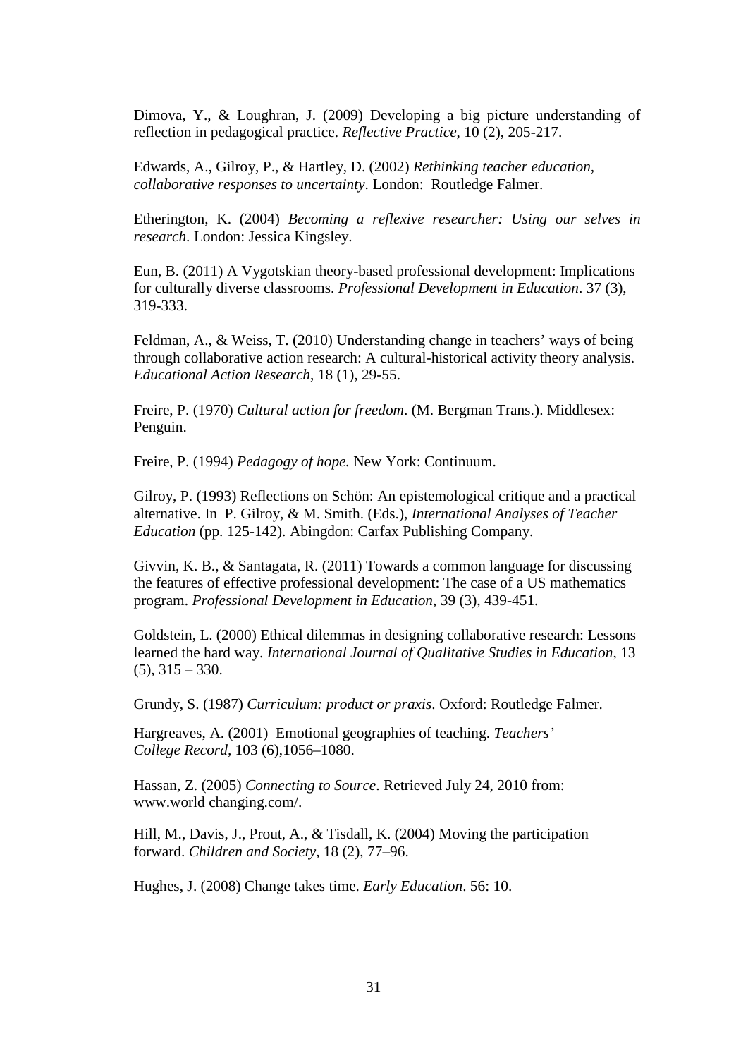Dimova, Y., & Loughran, J. (2009) Developing a big picture understanding of reflection in pedagogical practice. *Reflective Practice*, 10 (2), 205-217.

Edwards, A., Gilroy, P., & Hartley, D. (2002) *Rethinking teacher education, collaborative responses to uncertainty*. London: Routledge Falmer.

Etherington, K. (2004) *Becoming a reflexive researcher: Using our selves in research*. London: Jessica Kingsley.

Eun, B. (2011) A Vygotskian theory-based professional development: Implications for culturally diverse classrooms. *Professional Development in Education*. 37 (3), 319-333.

Feldman, A., & Weiss, T. (2010) Understanding change in teachers' ways of being through collaborative action research: A cultural-historical activity theory analysis. *Educational Action Research*, 18 (1), 29-55.

Freire, P. (1970) *Cultural action for freedom*. (M. Bergman Trans.). Middlesex: Penguin.

Freire, P. (1994) *Pedagogy of hope.* New York: Continuum.

Gilroy, P. (1993) Reflections on Schön: An epistemological critique and a practical alternative. In P. Gilroy, & M. Smith. (Eds.), *International Analyses of Teacher Education* (pp. 125-142). Abingdon: Carfax Publishing Company.

Givvin, K. B., & Santagata, R. (2011) Towards a common language for discussing the features of effective professional development: The case of a US mathematics program. *Professional Development in Education*, 39 (3), 439-451.

Goldstein, L. (2000) Ethical dilemmas in designing collaborative research: Lessons learned the hard way. *International Journal of Qualitative Studies in Education*, 13 (5), 315 – 330.

Grundy, S. (1987) *Curriculum: product or praxis*. Oxford: Routledge Falmer.

Hargreaves, A. (2001) Emotional geographies of teaching. *Teachers' College Record*, 103 (6),1056–1080.

Hassan, Z. (2005) *Connecting to Source*. Retrieved July 24, 2010 from: www.world changing.com/.

Hill, M., Davis, J., Prout, A., & Tisdall, K. (2004) Moving the participation forward. *Children and Society*, 18 (2), 77–96.

Hughes, J. (2008) Change takes time. *Early Education*. 56: 10.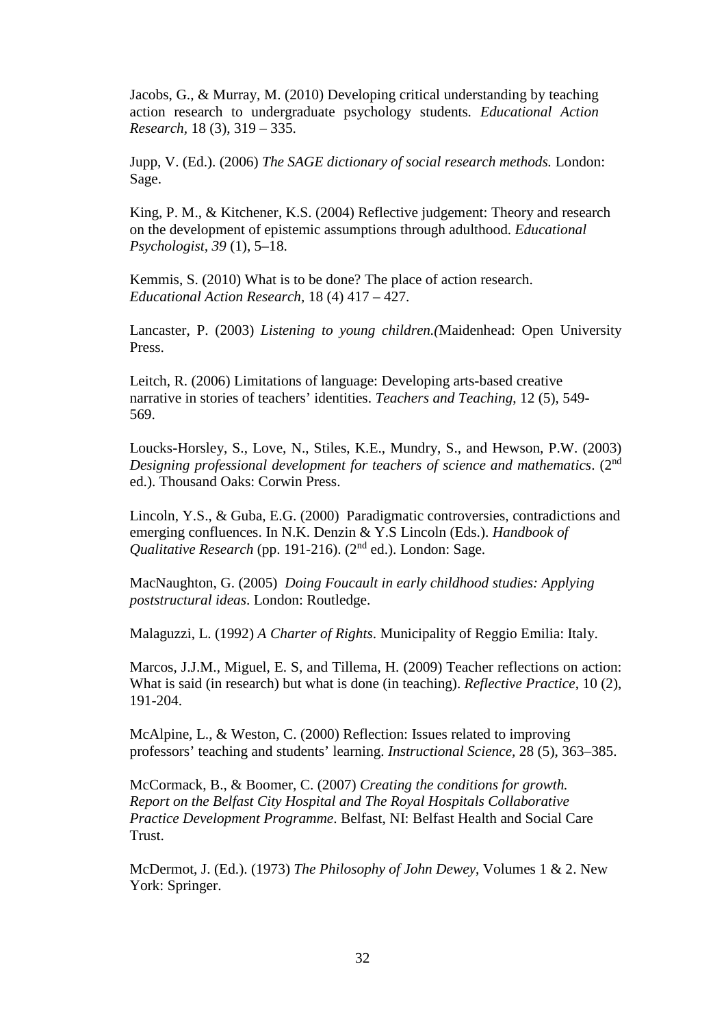Jacobs, G., & Murray, M. (2010) Developing critical understanding by teaching action research to undergraduate psychology students. *Educational Action Research*, 18 (3), 319 – 335.

Jupp, V. (Ed.). (2006) *The SAGE dictionary of social research methods.* London: Sage.

King, P. M., & Kitchener, K.S. (2004) Reflective judgement: Theory and research on the development of epistemic assumptions through adulthood. *Educational Psychologist, 39* (1), 5–18.

Kemmis, S. (2010) What is to be done? The place of action research. *Educational Action Research*, 18 (4) 417 – 427.

Lancaster, P. (2003) *Listening to young children.(*Maidenhead: Open University Press.

Leitch, R. (2006) Limitations of language: Developing arts-based creative narrative in stories of teachers' identities. *Teachers and Teaching*, 12 (5), 549-569.

Loucks-Horsley, S., Love, N., Stiles, K.E., Mundry, S., and Hewson, P.W. (2003) *Designing professional development for teachers of science and mathematics*. (2nd ed.). Thousand Oaks: Corwin Press.

Lincoln, Y.S., & Guba, E.G. (2000) Paradigmatic controversies, contradictions and emerging confluences. In N.K. Denzin & Y.S Lincoln (Eds.). *Handbook of Qualitative Research* (pp. 191-216). (2nd ed.). London: Sage.

MacNaughton, G. (2005) *Doing Foucault in early childhood studies: Applying poststructural ideas*. London: Routledge.

Malaguzzi, L. (1992) *A Charter of Rights*. Municipality of Reggio Emilia: Italy.

Marcos, J.J.M., Miguel, E. S, and Tillema, H. (2009) Teacher reflections on action: What is said (in research) but what is done (in teaching). *Reflective Practice*, 10 (2), 191-204.

McAlpine, L., & Weston, C. (2000) Reflection: Issues related to improving professors' teaching and students' learning. *Instructional Science,* 28 (5), 363–385.

McCormack, B., & Boomer, C. (2007) *Creating the conditions for growth. Report on the Belfast City Hospital and The Royal Hospitals Collaborative Practice Development Programme*. Belfast, NI: Belfast Health and Social Care Trust.

McDermot, J. (Ed.). (1973) *The Philosophy of John Dewey*, Volumes 1 & 2. New York: Springer.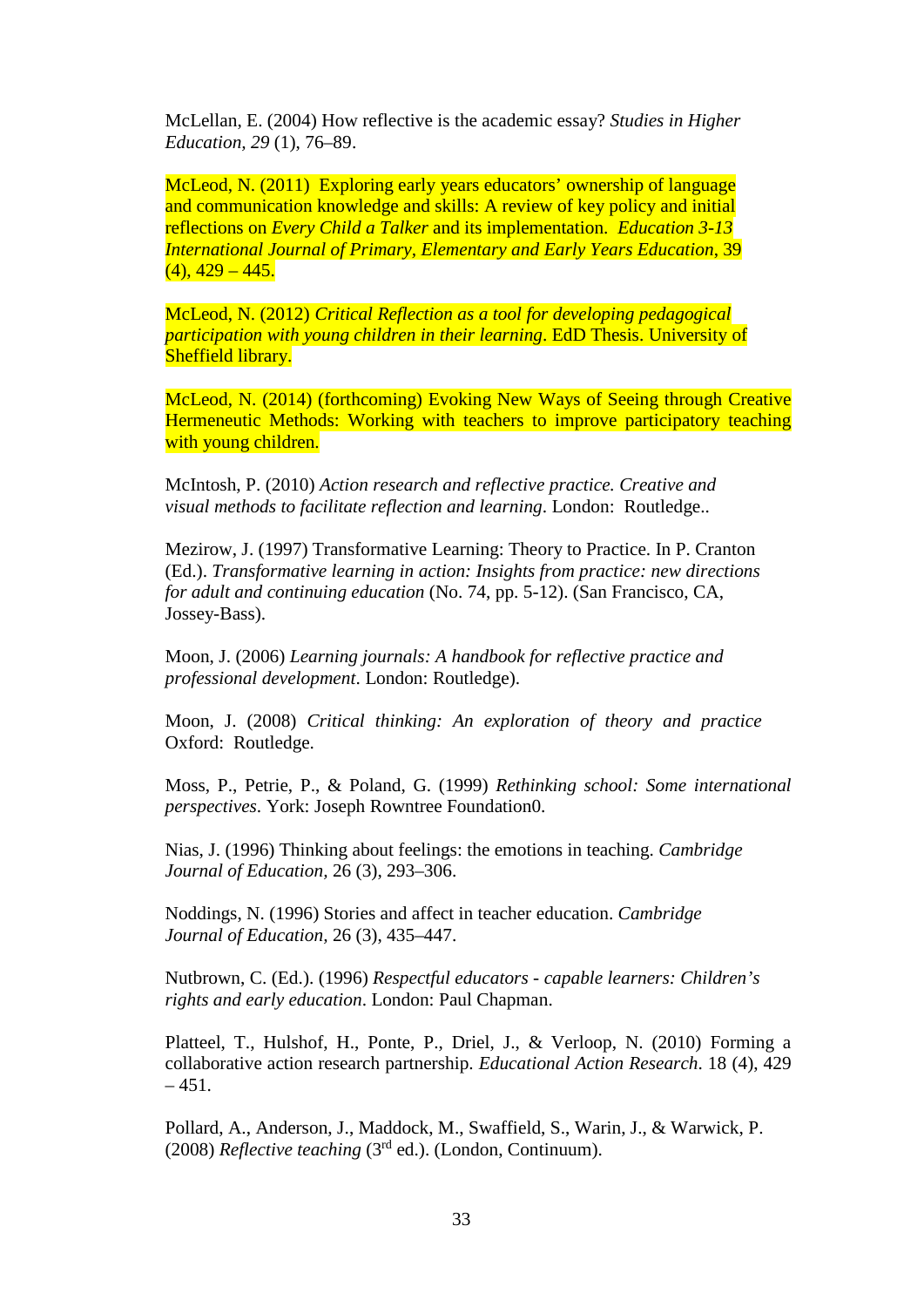McLellan, E. (2004) How reflective is the academic essay? *Studies in Higher Education*, *29* (1), 76–89.

McLeod, N. (2011) Exploring early years educators' ownership of language and communication knowledge and skills: A review of key policy and initial reflections on *Every Child a Talker* and its implementation. *Education 3-13 International Journal of Primary, Elementary and Early Years Education*, 39 (4), 429 – 445.

McLeod, N. (2012) *Critical Reflection as a tool for developing pedagogical participation with young children in their learning*. EdD Thesis. University of Sheffield library.

McLeod, N. (2014) (forthcoming) Evoking New Ways of Seeing through Creative Hermeneutic Methods: Working with teachers to improve participatory teaching with young children.

McIntosh, P. (2010) *Action research and reflective practice. Creative and visual methods to facilitate reflection and learning*. London: Routledge..

Mezirow, J. (1997) Transformative Learning: Theory to Practice. In P. Cranton (Ed.). *Transformative learning in action: Insights from practice: new directions for adult and continuing education* (No. 74, pp. 5-12). (San Francisco, CA, Jossey-Bass).

Moon, J. (2006) *Learning journals: A handbook for reflective practice and professional development*. London: Routledge).

Moon, J. (2008) *Critical thinking: An exploration of theory and practice* Oxford: Routledge.

Moss, P., Petrie, P., & Poland, G. (1999) *Rethinking school: Some international perspectives*. York: Joseph Rowntree Foundation0.

Nias, J. (1996) Thinking about feelings: the emotions in teaching. *Cambridge Journal of Education*, 26 (3), 293–306.

Noddings, N. (1996) Stories and affect in teacher education. *Cambridge Journal of Education*, 26 (3), 435–447.

Nutbrown, C. (Ed.). (1996) *Respectful educators - capable learners: Children's rights and early education*. London: Paul Chapman.

Platteel, T., Hulshof, H., Ponte, P., Driel, J., & Verloop, N. (2010) Forming a collaborative action research partnership. *Educational Action Research*. 18 (4), 429 – 451.

Pollard, A., Anderson, J., Maddock, M., Swaffield, S., Warin, J., & Warwick, P. (2008) *Reflective teaching* (3rd ed.). (London, Continuum).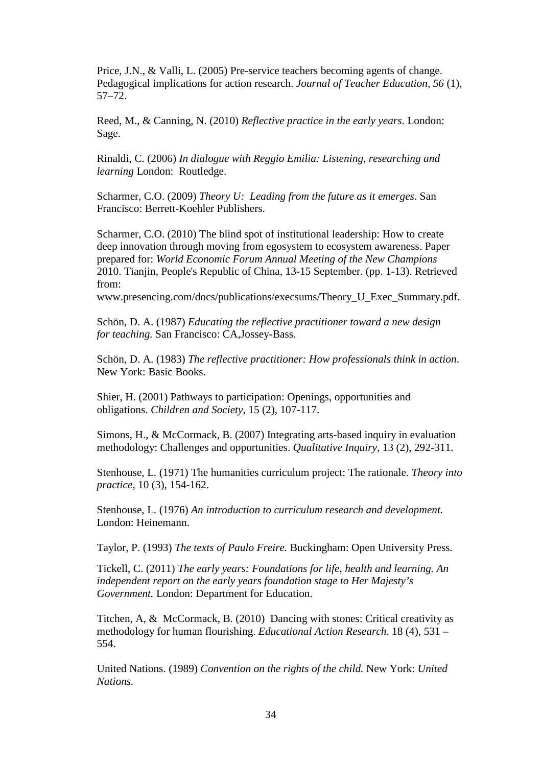Price, J.N., & Valli, L. (2005) Pre-service teachers becoming agents of change. Pedagogical implications for action research. *Journal of Teacher Education, 56* (1), 57–72.

Reed, M., & Canning, N. (2010) *Reflective practice in the early years*. London: Sage.

Rinaldi, C. (2006) *In dialogue with Reggio Emilia: Listening, researching and learning* London: Routledge.

Scharmer, C.O. (2009) *Theory U: Leading from the future as it emerges*. San Francisco: Berrett-Koehler Publishers.

Scharmer, C.O. (2010) The blind spot of institutional leadership: How to create deep innovation through moving from egosystem to ecosystem awareness. Paper prepared for: *World Economic Forum Annual Meeting of the New Champions* 2010. Tianjin, People's Republic of China, 13-15 September. (pp. 1-13). Retrieved from: www.presencing.com/docs/publications/execsums/Theory_U_Exec_Summary.pdf.

Schön, D. A. (1987) *Educating the reflective practitioner toward a new design for teaching.* San Francisco: CA,Jossey-Bass.

Schön, D. A. (1983) *The reflective practitioner: How professionals think in action*. New York: Basic Books.

Shier, H. (2001) Pathways to participation: Openings, opportunities and obligations. *Children and Society*, 15 (2), 107-117.

Simons, H., & McCormack, B. (2007) Integrating arts-based inquiry in evaluation methodology: Challenges and opportunities. *Qualitative Inquiry*, 13 (2), 292-311.

Stenhouse, L. (1971) The humanities curriculum project: The rationale. *Theory into practice*, 10 (3), 154-162.

Stenhouse, L. (1976) *An introduction to curriculum research and development.* London: Heinemann.

Taylor, P. (1993) *The texts of Paulo Freire.* Buckingham: Open University Press.

Tickell, C. (2011) *The early years: Foundations for life, health and learning. An independent report on the early years foundation stage to Her Majesty's Government.* London: Department for Education.

Titchen, A, & McCormack, B. (2010) Dancing with stones: Critical creativity as methodology for human flourishing. *Educational Action Research*. 18 (4), 531 – 554.

United Nations. (1989) *Convention on the rights of the child.* New York: *United Nations.*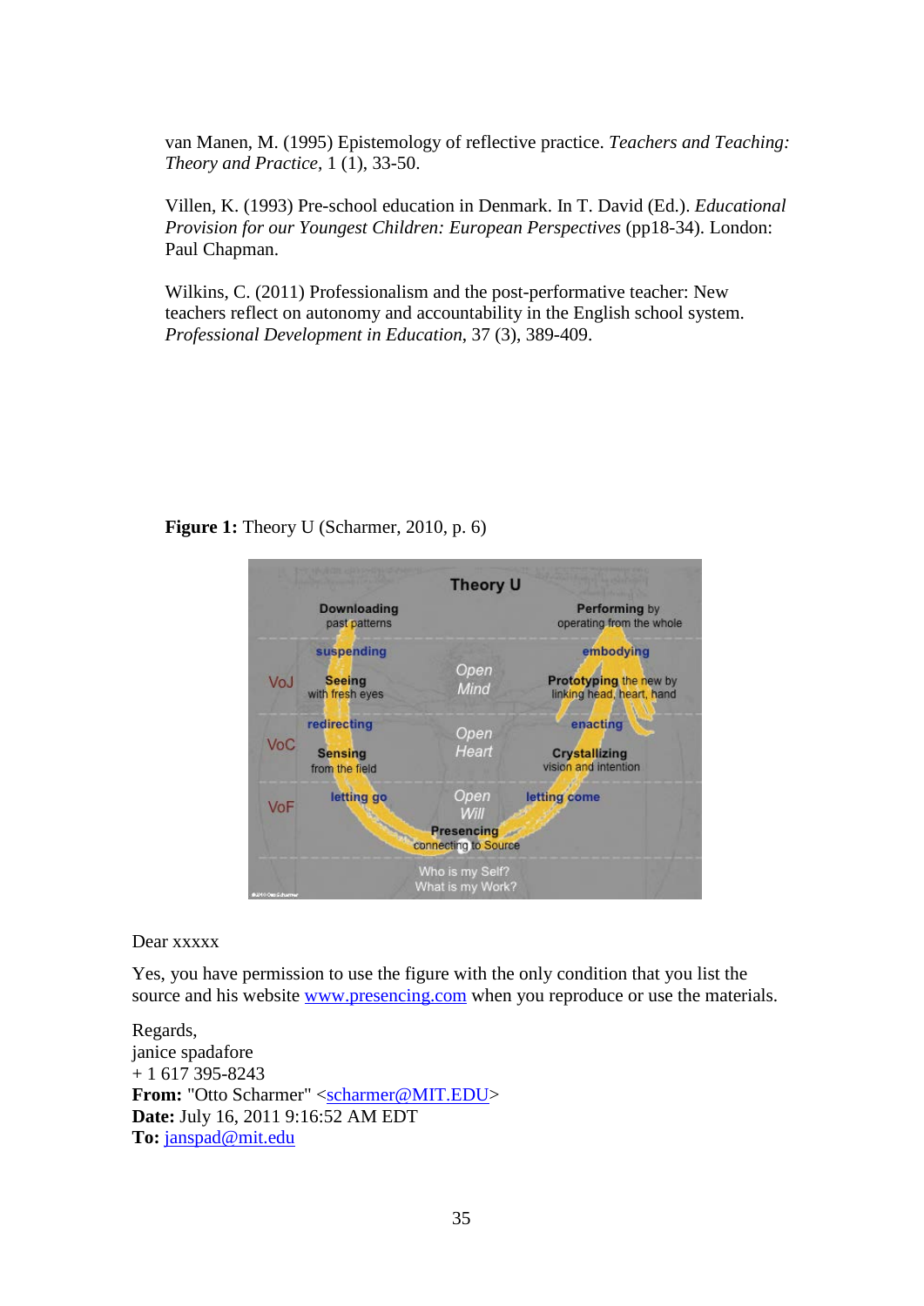van Manen, M. (1995) Epistemology of reflective practice. *Teachers and Teaching: Theory and Practice*, 1 (1), 33-50.

Villen, K. (1993) Pre-school education in Denmark. In T. David (Ed.). *Educational Provision for our Youngest Children: European Perspectives* (pp18-34). London: Paul Chapman.

Wilkins, C. (2011) Professionalism and the post-performative teacher: New teachers reflect on autonomy and accountability in the English school system. *Professional Development in Education*, 37 (3), 389-409.

**Figure 1:** Theory U (Scharmer, 2010, p. 6)

Dear xxxxx

Yes, you have permission to use the figure with the only condition that you list the source and his website www.presencing.com when you reproduce or use the materials.

Regards,
janice spadafore
+ 1 617 395-8243
**From:** "Otto Scharmer" <scharmer@MIT.EDU>
**Date:** July 16, 2011 9:16:52 AM EDT
**To:** janspad@mit.edu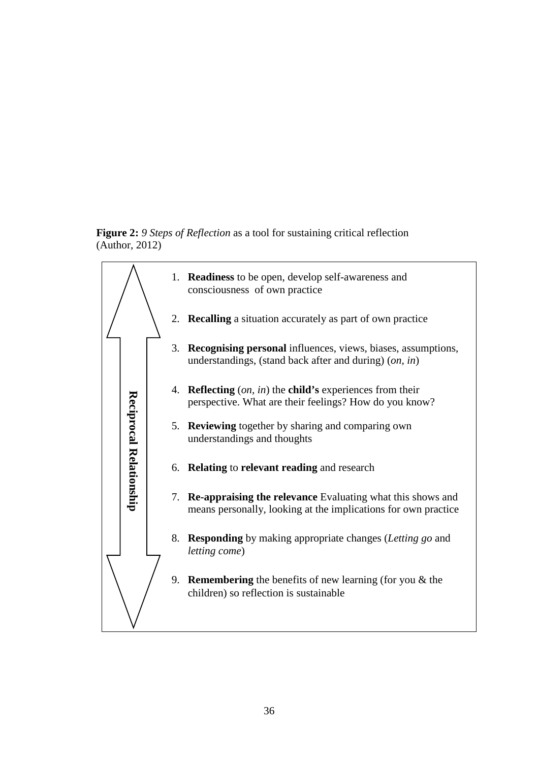**Figure 2:** *9 Steps of Reflection* as a tool for sustaining critical reflection (Author, 2012)

**Reciprocal Relationship**

1. **Readiness** to be open, develop self-awareness and consciousness of own practice
2. **Recalling** a situation accurately as part of own practice
3. **Recognising personal** influences, views, biases, assumptions, understandings, (stand back after and during) (*on, in*)
4. **Reflecting** (*on, in*) the **child's** experiences from their perspective. What are their feelings? How do you know?
5. **Reviewing** together by sharing and comparing own understandings and thoughts
6. **Relating** to **relevant reading** and research
7. **Re-appraising the relevance** Evaluating what this shows and means personally, looking at the implications for own practice
8. **Responding** by making appropriate changes (*Letting go* and *letting come*)
9. **Remembering** the benefits of new learning (for you & the children) so reflection is sustainable